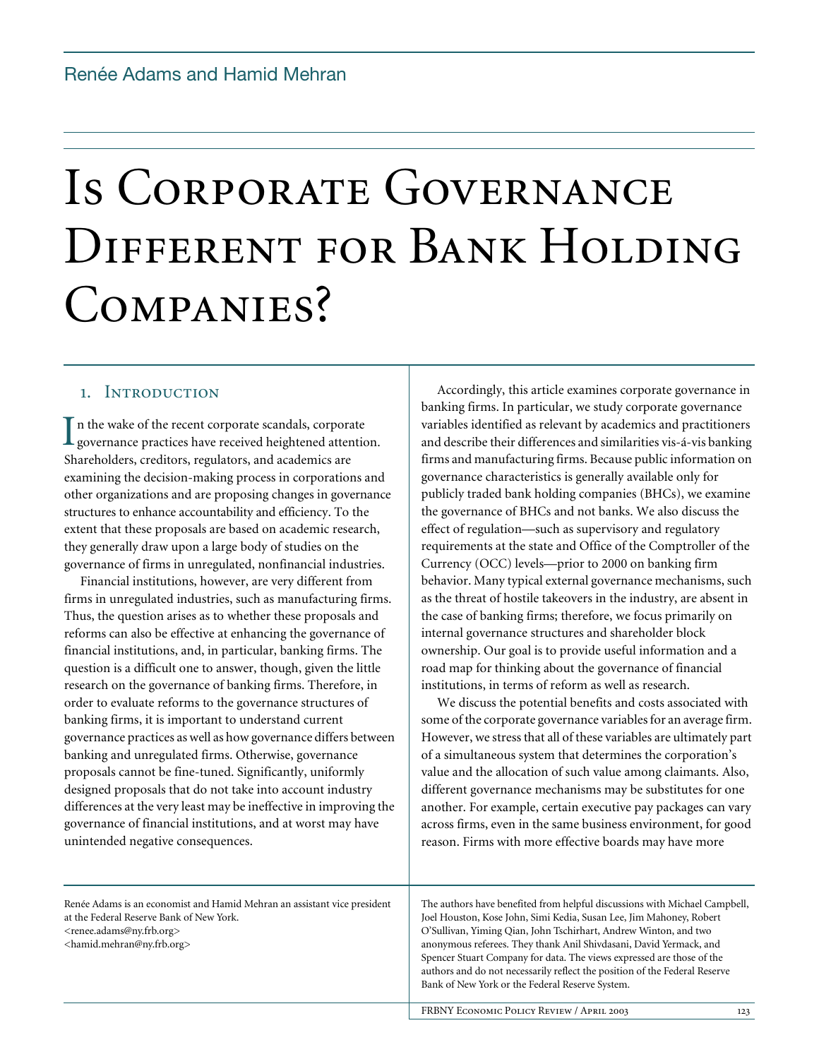Renée Adams and Hamid Mehran

# Is Corporate Governance Different for Bank Holding Companies?

## 1. Introduction

In the wake of the recent corporate scandals, corporate governance practices have received heightened attention. Shareholders, creditors, regulators, and academics are examining the decision-making process in corporations and other organizations and are proposing changes in governance structures to enhance accountability and efficiency. To the extent that these proposals are based on academic research, they generally draw upon a large body of studies on the governance of firms in unregulated, nonfinancial industries.

Financial institutions, however, are very different from firms in unregulated industries, such as manufacturing firms. Thus, the question arises as to whether these proposals and reforms can also be effective at enhancing the governance of financial institutions, and, in particular, banking firms. The question is a difficult one to answer, though, given the little research on the governance of banking firms. Therefore, in order to evaluate reforms to the governance structures of banking firms, it is important to understand current governance practices as well as how governance differs between banking and unregulated firms. Otherwise, governance proposals cannot be fine-tuned. Significantly, uniformly designed proposals that do not take into account industry differences at the very least may be ineffective in improving the governance of financial institutions, and at worst may have unintended negative consequences.

Accordingly, this article examines corporate governance in banking firms. In particular, we study corporate governance variables identified as relevant by academics and practitioners and describe their differences and similarities vis-á-vis banking firms and manufacturing firms. Because public information on governance characteristics is generally available only for publicly traded bank holding companies (BHCs), we examine the governance of BHCs and not banks. We also discuss the effect of regulation—such as supervisory and regulatory requirements at the state and Office of the Comptroller of the Currency (OCC) levels—prior to 2000 on banking firm behavior. Many typical external governance mechanisms, such as the threat of hostile takeovers in the industry, are absent in the case of banking firms; therefore, we focus primarily on internal governance structures and shareholder block ownership. Our goal is to provide useful information and a road map for thinking about the governance of financial institutions, in terms of reform as well as research.

We discuss the potential benefits and costs associated with some of the corporate governance variables for an average firm. However, we stress that all of these variables are ultimately part of a simultaneous system that determines the corporation's value and the allocation of such value among claimants. Also, different governance mechanisms may be substitutes for one another. For example, certain executive pay packages can vary across firms, even in the same business environment, for good reason. Firms with more effective boards may have more

---

Renée Adams is an economist and Hamid Mehran an assistant vice president at the Federal Reserve Bank of New York.
<renee.adams@ny.frb.org>
<hamid.mehran@ny.frb.org>

The authors have benefited from helpful discussions with Michael Campbell, Joel Houston, Kose John, Simi Kedia, Susan Lee, Jim Mahoney, Robert O'Sullivan, Yiming Qian, John Tschirhart, Andrew Winton, and two anonymous referees. They thank Anil Shivdasani, David Yermack, and Spencer Stuart Company for data. The views expressed are those of the authors and do not necessarily reflect the position of the Federal Reserve Bank of New York or the Federal Reserve System.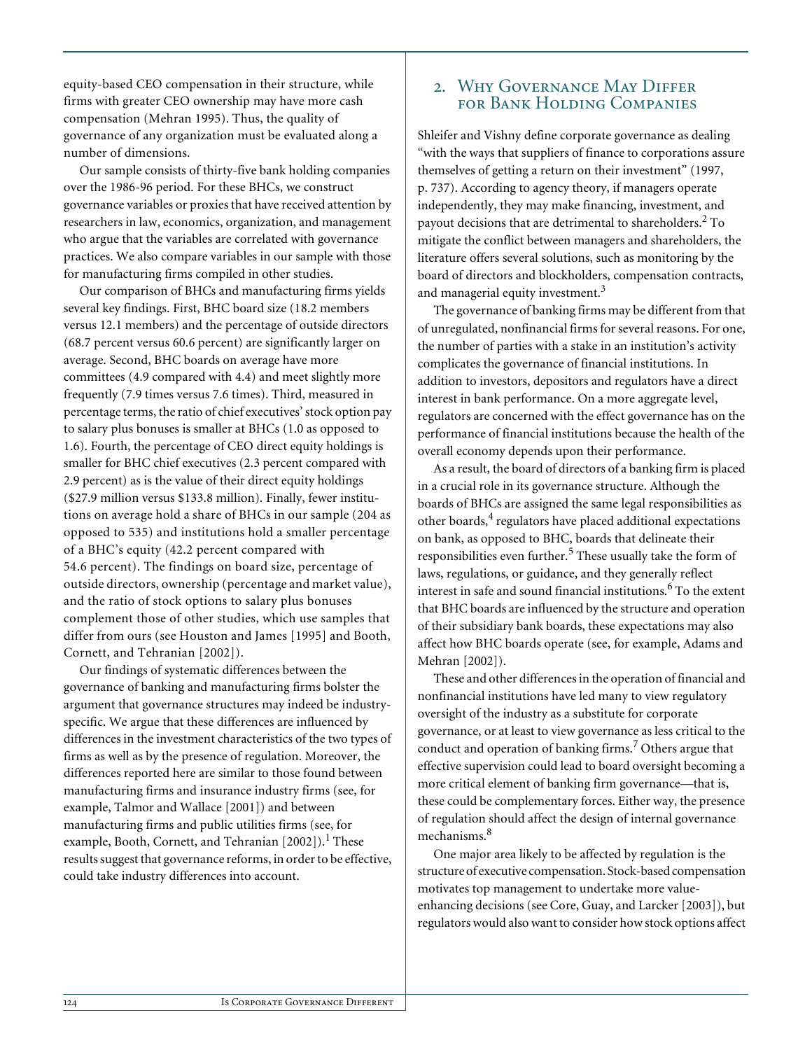equity-based CEO compensation in their structure, while firms with greater CEO ownership may have more cash compensation (Mehran 1995). Thus, the quality of governance of any organization must be evaluated along a number of dimensions.

Our sample consists of thirty-five bank holding companies over the 1986-96 period. For these BHCs, we construct governance variables or proxies that have received attention by researchers in law, economics, organization, and management who argue that the variables are correlated with governance practices. We also compare variables in our sample with those for manufacturing firms compiled in other studies.

Our comparison of BHCs and manufacturing firms yields several key findings. First, BHC board size (18.2 members versus 12.1 members) and the percentage of outside directors (68.7 percent versus 60.6 percent) are significantly larger on average. Second, BHC boards on average have more committees (4.9 compared with 4.4) and meet slightly more frequently (7.9 times versus 7.6 times). Third, measured in percentage terms, the ratio of chief executives' stock option pay to salary plus bonuses is smaller at BHCs (1.0 as opposed to 1.6). Fourth, the percentage of CEO direct equity holdings is smaller for BHC chief executives (2.3 percent compared with 2.9 percent) as is the value of their direct equity holdings ($27.9 million versus $133.8 million). Finally, fewer institutions on average hold a share of BHCs in our sample (204 as opposed to 535) and institutions hold a smaller percentage of a BHC's equity (42.2 percent compared with 54.6 percent). The findings on board size, percentage of outside directors, ownership (percentage and market value), and the ratio of stock options to salary plus bonuses complement those of other studies, which use samples that differ from ours (see Houston and James [1995] and Booth, Cornett, and Tehranian [2002]).

Our findings of systematic differences between the governance of banking and manufacturing firms bolster the argument that governance structures may indeed be industry-specific. We argue that these differences are influenced by differences in the investment characteristics of the two types of firms as well as by the presence of regulation. Moreover, the differences reported here are similar to those found between manufacturing firms and insurance industry firms (see, for example, Talmor and Wallace [2001]) and between manufacturing firms and public utilities firms (see, for example, Booth, Cornett, and Tehranian [2002]).[1] These results suggest that governance reforms, in order to be effective, could take industry differences into account.

## 2. Why Governance May Differ for Bank Holding Companies

Shleifer and Vishny define corporate governance as dealing "with the ways that suppliers of finance to corporations assure themselves of getting a return on their investment" (1997, p. 737). According to agency theory, if managers operate independently, they may make financing, investment, and payout decisions that are detrimental to shareholders.[2] To mitigate the conflict between managers and shareholders, the literature offers several solutions, such as monitoring by the board of directors and blockholders, compensation contracts, and managerial equity investment.[3]

The governance of banking firms may be different from that of unregulated, nonfinancial firms for several reasons. For one, the number of parties with a stake in an institution's activity complicates the governance of financial institutions. In addition to investors, depositors and regulators have a direct interest in bank performance. On a more aggregate level, regulators are concerned with the effect governance has on the performance of financial institutions because the health of the overall economy depends upon their performance.

As a result, the board of directors of a banking firm is placed in a crucial role in its governance structure. Although the boards of BHCs are assigned the same legal responsibilities as other boards,[4] regulators have placed additional expectations on bank, as opposed to BHC, boards that delineate their responsibilities even further.[5] These usually take the form of laws, regulations, or guidance, and they generally reflect interest in safe and sound financial institutions.[6] To the extent that BHC boards are influenced by the structure and operation of their subsidiary bank boards, these expectations may also affect how BHC boards operate (see, for example, Adams and Mehran [2002]).

These and other differences in the operation of financial and nonfinancial institutions have led many to view regulatory oversight of the industry as a substitute for corporate governance, or at least to view governance as less critical to the conduct and operation of banking firms.[7] Others argue that effective supervision could lead to board oversight becoming a more critical element of banking firm governance—that is, these could be complementary forces. Either way, the presence of regulation should affect the design of internal governance mechanisms.[8]

One major area likely to be affected by regulation is the structure of executive compensation. Stock-based compensation motivates top management to undertake more value-enhancing decisions (see Core, Guay, and Larcker [2003]), but regulators would also want to consider how stock options affect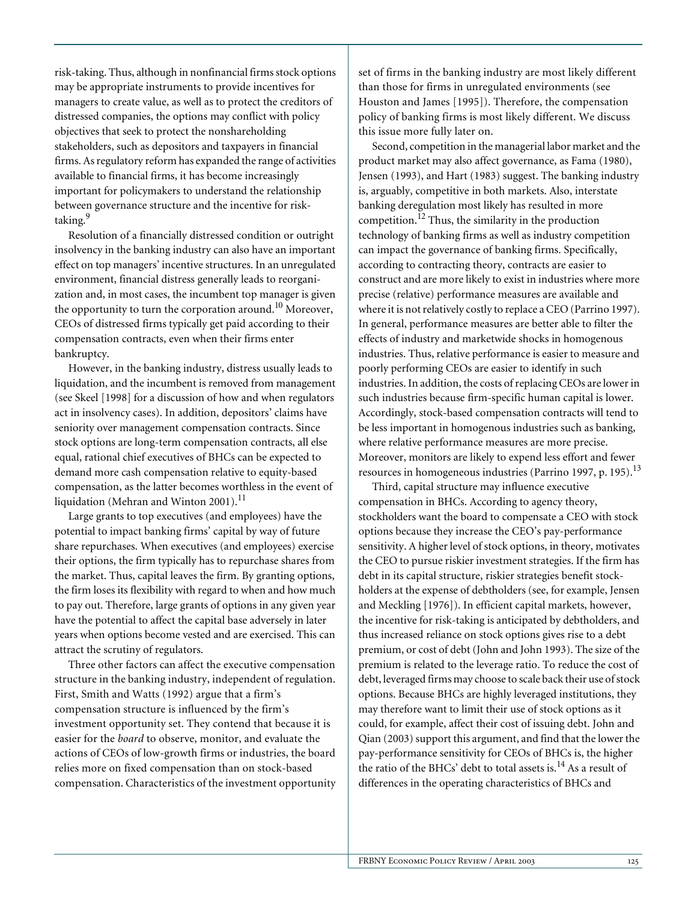risk-taking. Thus, although in nonfinancial firms stock options may be appropriate instruments to provide incentives for managers to create value, as well as to protect the creditors of distressed companies, the options may conflict with policy objectives that seek to protect the nonshareholding stakeholders, such as depositors and taxpayers in financial firms. As regulatory reform has expanded the range of activities available to financial firms, it has become increasingly important for policymakers to understand the relationship between governance structure and the incentive for risk-taking.[9]

Resolution of a financially distressed condition or outright insolvency in the banking industry can also have an important effect on top managers' incentive structures. In an unregulated environment, financial distress generally leads to reorganization and, in most cases, the incumbent top manager is given the opportunity to turn the corporation around.[10] Moreover, CEOs of distressed firms typically get paid according to their compensation contracts, even when their firms enter bankruptcy.

However, in the banking industry, distress usually leads to liquidation, and the incumbent is removed from management (see Skeel [1998] for a discussion of how and when regulators act in insolvency cases). In addition, depositors' claims have seniority over management compensation contracts. Since stock options are long-term compensation contracts, all else equal, rational chief executives of BHCs can be expected to demand more cash compensation relative to equity-based compensation, as the latter becomes worthless in the event of liquidation (Mehran and Winton 2001).[11]

Large grants to top executives (and employees) have the potential to impact banking firms' capital by way of future share repurchases. When executives (and employees) exercise their options, the firm typically has to repurchase shares from the market. Thus, capital leaves the firm. By granting options, the firm loses its flexibility with regard to when and how much to pay out. Therefore, large grants of options in any given year have the potential to affect the capital base adversely in later years when options become vested and are exercised. This can attract the scrutiny of regulators.

Three other factors can affect the executive compensation structure in the banking industry, independent of regulation. First, Smith and Watts (1992) argue that a firm's compensation structure is influenced by the firm's investment opportunity set. They contend that because it is easier for the *board* to observe, monitor, and evaluate the actions of CEOs of low-growth firms or industries, the board relies more on fixed compensation than on stock-based compensation. Characteristics of the investment opportunity set of firms in the banking industry are most likely different than those for firms in unregulated environments (see Houston and James [1995]). Therefore, the compensation policy of banking firms is most likely different. We discuss this issue more fully later on.

Second, competition in the managerial labor market and the product market may also affect governance, as Fama (1980), Jensen (1993), and Hart (1983) suggest. The banking industry is, arguably, competitive in both markets. Also, interstate banking deregulation most likely has resulted in more competition.[12] Thus, the similarity in the production technology of banking firms as well as industry competition can impact the governance of banking firms. Specifically, according to contracting theory, contracts are easier to construct and are more likely to exist in industries where more precise (relative) performance measures are available and where it is not relatively costly to replace a CEO (Parrino 1997). In general, performance measures are better able to filter the effects of industry and marketwide shocks in homogenous industries. Thus, relative performance is easier to measure and poorly performing CEOs are easier to identify in such industries. In addition, the costs of replacing CEOs are lower in such industries because firm-specific human capital is lower. Accordingly, stock-based compensation contracts will tend to be less important in homogenous industries such as banking, where relative performance measures are more precise. Moreover, monitors are likely to expend less effort and fewer resources in homogeneous industries (Parrino 1997, p. 195).[13]

Third, capital structure may influence executive compensation in BHCs. According to agency theory, stockholders want the board to compensate a CEO with stock options because they increase the CEO's pay-performance sensitivity. A higher level of stock options, in theory, motivates the CEO to pursue riskier investment strategies. If the firm has debt in its capital structure, riskier strategies benefit stockholders at the expense of debtholders (see, for example, Jensen and Meckling [1976]). In efficient capital markets, however, the incentive for risk-taking is anticipated by debtholders, and thus increased reliance on stock options gives rise to a debt premium, or cost of debt (John and John 1993). The size of the premium is related to the leverage ratio. To reduce the cost of debt, leveraged firms may choose to scale back their use of stock options. Because BHCs are highly leveraged institutions, they may therefore want to limit their use of stock options as it could, for example, affect their cost of issuing debt. John and Qian (2003) support this argument, and find that the lower the pay-performance sensitivity for CEOs of BHCs is, the higher the ratio of the BHCs' debt to total assets is.[14] As a result of differences in the operating characteristics of BHCs and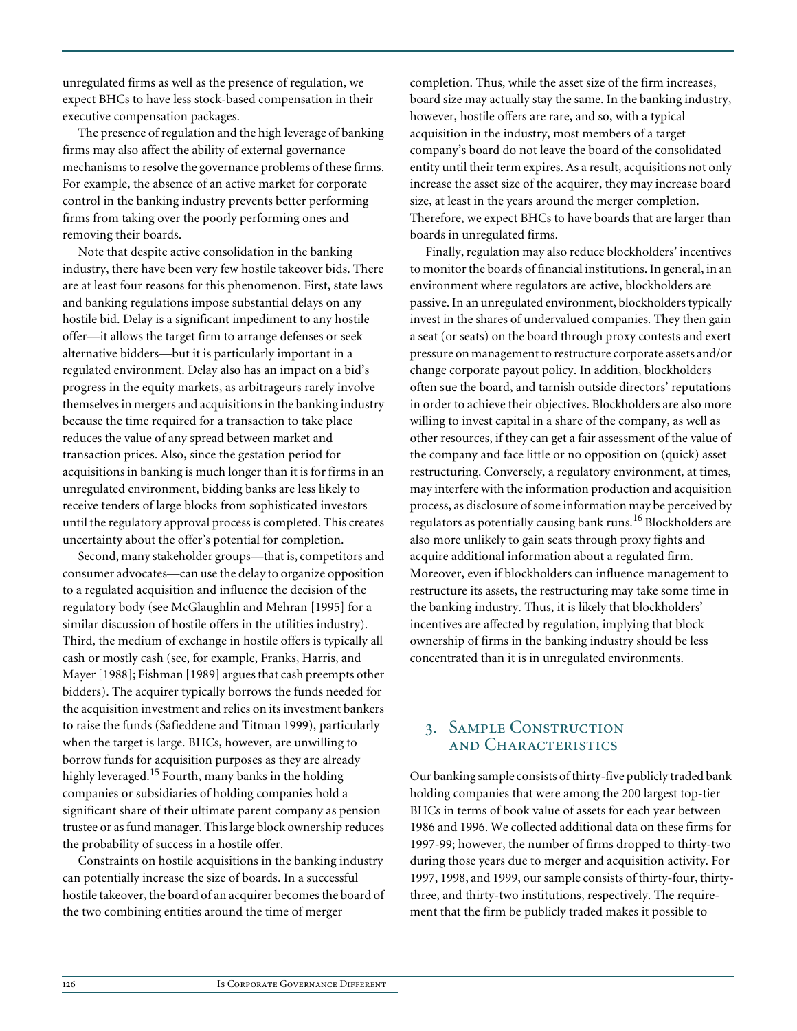unregulated firms as well as the presence of regulation, we expect BHCs to have less stock-based compensation in their executive compensation packages.

The presence of regulation and the high leverage of banking firms may also affect the ability of external governance mechanisms to resolve the governance problems of these firms. For example, the absence of an active market for corporate control in the banking industry prevents better performing firms from taking over the poorly performing ones and removing their boards.

Note that despite active consolidation in the banking industry, there have been very few hostile takeover bids. There are at least four reasons for this phenomenon. First, state laws and banking regulations impose substantial delays on any hostile bid. Delay is a significant impediment to any hostile offer—it allows the target firm to arrange defenses or seek alternative bidders—but it is particularly important in a regulated environment. Delay also has an impact on a bid's progress in the equity markets, as arbitrageurs rarely involve themselves in mergers and acquisitions in the banking industry because the time required for a transaction to take place reduces the value of any spread between market and transaction prices. Also, since the gestation period for acquisitions in banking is much longer than it is for firms in an unregulated environment, bidding banks are less likely to receive tenders of large blocks from sophisticated investors until the regulatory approval process is completed. This creates uncertainty about the offer's potential for completion.

Second, many stakeholder groups—that is, competitors and consumer advocates—can use the delay to organize opposition to a regulated acquisition and influence the decision of the regulatory body (see McGlaughlin and Mehran [1995] for a similar discussion of hostile offers in the utilities industry). Third, the medium of exchange in hostile offers is typically all cash or mostly cash (see, for example, Franks, Harris, and Mayer [1988]; Fishman [1989] argues that cash preempts other bidders). The acquirer typically borrows the funds needed for the acquisition investment and relies on its investment bankers to raise the funds (Safieddene and Titman 1999), particularly when the target is large. BHCs, however, are unwilling to borrow funds for acquisition purposes as they are already highly leveraged.[15] Fourth, many banks in the holding companies or subsidiaries of holding companies hold a significant share of their ultimate parent company as pension trustee or as fund manager. This large block ownership reduces the probability of success in a hostile offer.

Constraints on hostile acquisitions in the banking industry can potentially increase the size of boards. In a successful hostile takeover, the board of an acquirer becomes the board of the two combining entities around the time of merger completion. Thus, while the asset size of the firm increases, board size may actually stay the same. In the banking industry, however, hostile offers are rare, and so, with a typical acquisition in the industry, most members of a target company's board do not leave the board of the consolidated entity until their term expires. As a result, acquisitions not only increase the asset size of the acquirer, they may increase board size, at least in the years around the merger completion. Therefore, we expect BHCs to have boards that are larger than boards in unregulated firms.

Finally, regulation may also reduce blockholders' incentives to monitor the boards of financial institutions. In general, in an environment where regulators are active, blockholders are passive. In an unregulated environment, blockholders typically invest in the shares of undervalued companies. They then gain a seat (or seats) on the board through proxy contests and exert pressure on management to restructure corporate assets and/or change corporate payout policy. In addition, blockholders often sue the board, and tarnish outside directors' reputations in order to achieve their objectives. Blockholders are also more willing to invest capital in a share of the company, as well as other resources, if they can get a fair assessment of the value of the company and face little or no opposition on (quick) asset restructuring. Conversely, a regulatory environment, at times, may interfere with the information production and acquisition process, as disclosure of some information may be perceived by regulators as potentially causing bank runs.[16] Blockholders are also more unlikely to gain seats through proxy fights and acquire additional information about a regulated firm. Moreover, even if blockholders can influence management to restructure its assets, the restructuring may take some time in the banking industry. Thus, it is likely that blockholders' incentives are affected by regulation, implying that block ownership of firms in the banking industry should be less concentrated than it is in unregulated environments.

## 3. Sample Construction and Characteristics

Our banking sample consists of thirty-five publicly traded bank holding companies that were among the 200 largest top-tier BHCs in terms of book value of assets for each year between 1986 and 1996. We collected additional data on these firms for 1997-99; however, the number of firms dropped to thirty-two during those years due to merger and acquisition activity. For 1997, 1998, and 1999, our sample consists of thirty-four, thirty-three, and thirty-two institutions, respectively. The requirement that the firm be publicly traded makes it possible to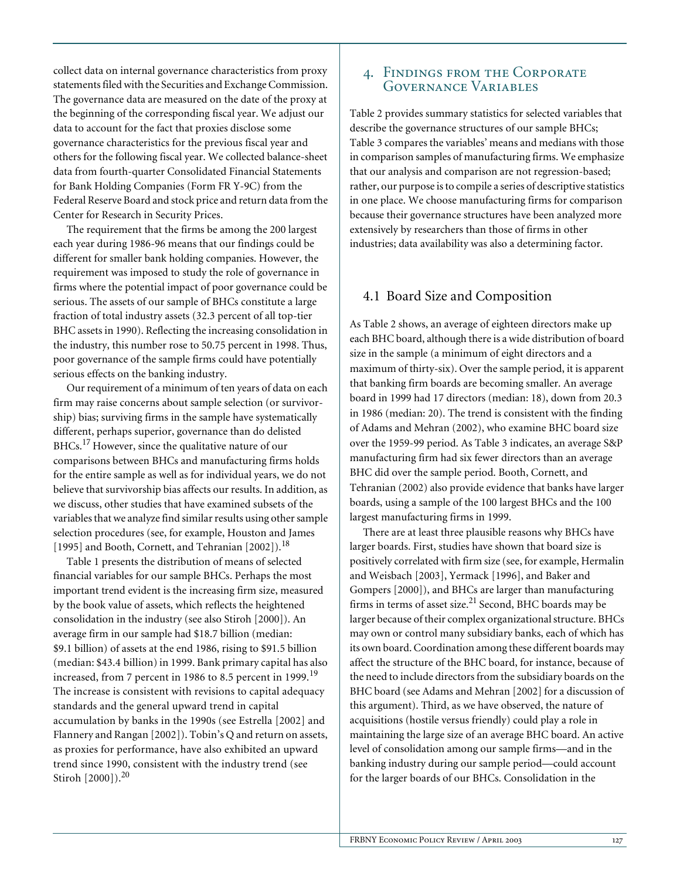collect data on internal governance characteristics from proxy statements filed with the Securities and Exchange Commission. The governance data are measured on the date of the proxy at the beginning of the corresponding fiscal year. We adjust our data to account for the fact that proxies disclose some governance characteristics for the previous fiscal year and others for the following fiscal year. We collected balance-sheet data from fourth-quarter Consolidated Financial Statements for Bank Holding Companies (Form FR Y-9C) from the Federal Reserve Board and stock price and return data from the Center for Research in Security Prices.

The requirement that the firms be among the 200 largest each year during 1986-96 means that our findings could be different for smaller bank holding companies. However, the requirement was imposed to study the role of governance in firms where the potential impact of poor governance could be serious. The assets of our sample of BHCs constitute a large fraction of total industry assets (32.3 percent of all top-tier BHC assets in 1990). Reflecting the increasing consolidation in the industry, this number rose to 50.75 percent in 1998. Thus, poor governance of the sample firms could have potentially serious effects on the banking industry.

Our requirement of a minimum of ten years of data on each firm may raise concerns about sample selection (or survivorship) bias; surviving firms in the sample have systematically different, perhaps superior, governance than do delisted BHCs.[17] However, since the qualitative nature of our comparisons between BHCs and manufacturing firms holds for the entire sample as well as for individual years, we do not believe that survivorship bias affects our results. In addition, as we discuss, other studies that have examined subsets of the variables that we analyze find similar results using other sample selection procedures (see, for example, Houston and James [1995] and Booth, Cornett, and Tehranian [2002]).[18]

Table 1 presents the distribution of means of selected financial variables for our sample BHCs. Perhaps the most important trend evident is the increasing firm size, measured by the book value of assets, which reflects the heightened consolidation in the industry (see also Stiroh [2000]). An average firm in our sample had $18.7 billion (median: $9.1 billion) of assets at the end 1986, rising to $91.5 billion (median: $43.4 billion) in 1999. Bank primary capital has also increased, from 7 percent in 1986 to 8.5 percent in 1999.[19] The increase is consistent with revisions to capital adequacy standards and the general upward trend in capital accumulation by banks in the 1990s (see Estrella [2002] and Flannery and Rangan [2002]). Tobin's Q and return on assets, as proxies for performance, have also exhibited an upward trend since 1990, consistent with the industry trend (see Stiroh [2000]).[20]

## 4. Findings from the Corporate Governance Variables

Table 2 provides summary statistics for selected variables that describe the governance structures of our sample BHCs; Table 3 compares the variables' means and medians with those in comparison samples of manufacturing firms. We emphasize that our analysis and comparison are not regression-based; rather, our purpose is to compile a series of descriptive statistics in one place. We choose manufacturing firms for comparison because their governance structures have been analyzed more extensively by researchers than those of firms in other industries; data availability was also a determining factor.

### 4.1 Board Size and Composition

As Table 2 shows, an average of eighteen directors make up each BHC board, although there is a wide distribution of board size in the sample (a minimum of eight directors and a maximum of thirty-six). Over the sample period, it is apparent that banking firm boards are becoming smaller. An average board in 1999 had 17 directors (median: 18), down from 20.3 in 1986 (median: 20). The trend is consistent with the finding of Adams and Mehran (2002), who examine BHC board size over the 1959-99 period. As Table 3 indicates, an average S&P manufacturing firm had six fewer directors than an average BHC did over the sample period. Booth, Cornett, and Tehranian (2002) also provide evidence that banks have larger boards, using a sample of the 100 largest BHCs and the 100 largest manufacturing firms in 1999.

There are at least three plausible reasons why BHCs have larger boards. First, studies have shown that board size is positively correlated with firm size (see, for example, Hermalin and Weisbach [2003], Yermack [1996], and Baker and Gompers [2000]), and BHCs are larger than manufacturing firms in terms of asset size.[21] Second, BHC boards may be larger because of their complex organizational structure. BHCs may own or control many subsidiary banks, each of which has its own board. Coordination among these different boards may affect the structure of the BHC board, for instance, because of the need to include directors from the subsidiary boards on the BHC board (see Adams and Mehran [2002] for a discussion of this argument). Third, as we have observed, the nature of acquisitions (hostile versus friendly) could play a role in maintaining the large size of an average BHC board. An active level of consolidation among our sample firms—and in the banking industry during our sample period—could account for the larger boards of our BHCs. Consolidation in the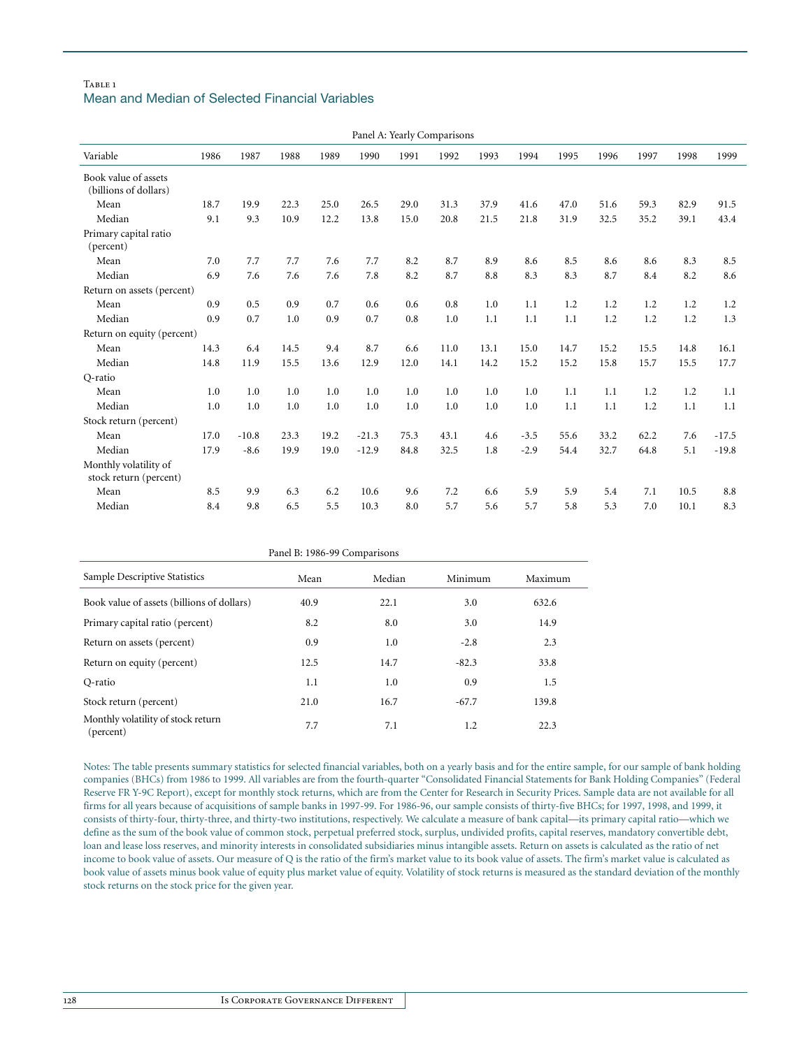Table 1
## Mean and Median of Selected Financial Variables

Panel A: Yearly Comparisons

| Variable | 1986 | 1987 | 1988 | 1989 | 1990 | 1991 | 1992 | 1993 | 1994 | 1995 | 1996 | 1997 | 1998 | 1999 |
|---|---|---|---|---|---|---|---|---|---|---|---|---|---|---|
| Book value of assets (billions of dollars) | | | | | | | | | | | | | | |
| Mean | 18.7 | 19.9 | 22.3 | 25.0 | 26.5 | 29.0 | 31.3 | 37.9 | 41.6 | 47.0 | 51.6 | 59.3 | 82.9 | 91.5 |
| Median | 9.1 | 9.3 | 10.9 | 12.2 | 13.8 | 15.0 | 20.8 | 21.5 | 21.8 | 31.9 | 32.5 | 35.2 | 39.1 | 43.4 |
| Primary capital ratio (percent) | | | | | | | | | | | | | | |
| Mean | 7.0 | 7.7 | 7.7 | 7.6 | 7.7 | 8.2 | 8.7 | 8.9 | 8.6 | 8.5 | 8.6 | 8.6 | 8.3 | 8.5 |
| Median | 6.9 | 7.6 | 7.6 | 7.6 | 7.8 | 8.2 | 8.7 | 8.8 | 8.3 | 8.3 | 8.7 | 8.4 | 8.2 | 8.6 |
| Return on assets (percent) | | | | | | | | | | | | | | |
| Mean | 0.9 | 0.5 | 0.9 | 0.7 | 0.6 | 0.6 | 0.8 | 1.0 | 1.1 | 1.2 | 1.2 | 1.2 | 1.2 | 1.2 |
| Median | 0.9 | 0.7 | 1.0 | 0.9 | 0.7 | 0.8 | 1.0 | 1.1 | 1.1 | 1.1 | 1.2 | 1.2 | 1.2 | 1.3 |
| Return on equity (percent) | | | | | | | | | | | | | | |
| Mean | 14.3 | 6.4 | 14.5 | 9.4 | 8.7 | 6.6 | 11.0 | 13.1 | 15.0 | 14.7 | 15.2 | 15.5 | 14.8 | 16.1 |
| Median | 14.8 | 11.9 | 15.5 | 13.6 | 12.9 | 12.0 | 14.1 | 14.2 | 15.2 | 15.2 | 15.8 | 15.7 | 15.5 | 17.7 |
| Q-ratio | | | | | | | | | | | | | | |
| Mean | 1.0 | 1.0 | 1.0 | 1.0 | 1.0 | 1.0 | 1.0 | 1.0 | 1.0 | 1.1 | 1.1 | 1.2 | 1.2 | 1.1 |
| Median | 1.0 | 1.0 | 1.0 | 1.0 | 1.0 | 1.0 | 1.0 | 1.0 | 1.0 | 1.1 | 1.1 | 1.2 | 1.1 | 1.1 |
| Stock return (percent) | | | | | | | | | | | | | | |
| Mean | 17.0 | -10.8 | 23.3 | 19.2 | -21.3 | 75.3 | 43.1 | 4.6 | -3.5 | 55.6 | 33.2 | 62.2 | 7.6 | -17.5 |
| Median | 17.9 | -8.6 | 19.9 | 19.0 | -12.9 | 84.8 | 32.5 | 1.8 | -2.9 | 54.4 | 32.7 | 64.8 | 5.1 | -19.8 |
| Monthly volatility of stock return (percent) | | | | | | | | | | | | | | |
| Mean | 8.5 | 9.9 | 6.3 | 6.2 | 10.6 | 9.6 | 7.2 | 6.6 | 5.9 | 5.9 | 5.4 | 7.1 | 10.5 | 8.8 |
| Median | 8.4 | 9.8 | 6.5 | 5.5 | 10.3 | 8.0 | 5.7 | 5.6 | 5.7 | 5.8 | 5.3 | 7.0 | 10.1 | 8.3 |

Panel B: 1986-99 Comparisons

| Sample Descriptive Statistics | Mean | Median | Minimum | Maximum |
|---|---|---|---|---|
| Book value of assets (billions of dollars) | 40.9 | 22.1 | 3.0 | 632.6 |
| Primary capital ratio (percent) | 8.2 | 8.0 | 3.0 | 14.9 |
| Return on assets (percent) | 0.9 | 1.0 | -2.8 | 2.3 |
| Return on equity (percent) | 12.5 | 14.7 | -82.3 | 33.8 |
| Q-ratio | 1.1 | 1.0 | 0.9 | 1.5 |
| Stock return (percent) | 21.0 | 16.7 | -67.7 | 139.8 |
| Monthly volatility of stock return (percent) | 7.7 | 7.1 | 1.2 | 22.3 |

Notes: The table presents summary statistics for selected financial variables, both on a yearly basis and for the entire sample, for our sample of bank holding companies (BHCs) from 1986 to 1999. All variables are from the fourth-quarter "Consolidated Financial Statements for Bank Holding Companies" (Federal Reserve FR Y-9C Report), except for monthly stock returns, which are from the Center for Research in Security Prices. Sample data are not available for all firms for all years because of acquisitions of sample banks in 1997-99. For 1986-96, our sample consists of thirty-five BHCs; for 1997, 1998, and 1999, it consists of thirty-four, thirty-three, and thirty-two institutions, respectively. We calculate a measure of bank capital—its primary capital ratio—which we define as the sum of the book value of common stock, perpetual preferred stock, surplus, undivided profits, capital reserves, mandatory convertible debt, loan and lease loss reserves, and minority interests in consolidated subsidiaries minus intangible assets. Return on assets is calculated as the ratio of net income to book value of assets. Our measure of Q is the ratio of the firm's market value to its book value of assets. The firm's market value is calculated as book value of assets minus book value of equity plus market value of equity. Volatility of stock returns is measured as the standard deviation of the monthly stock returns on the stock price for the given year.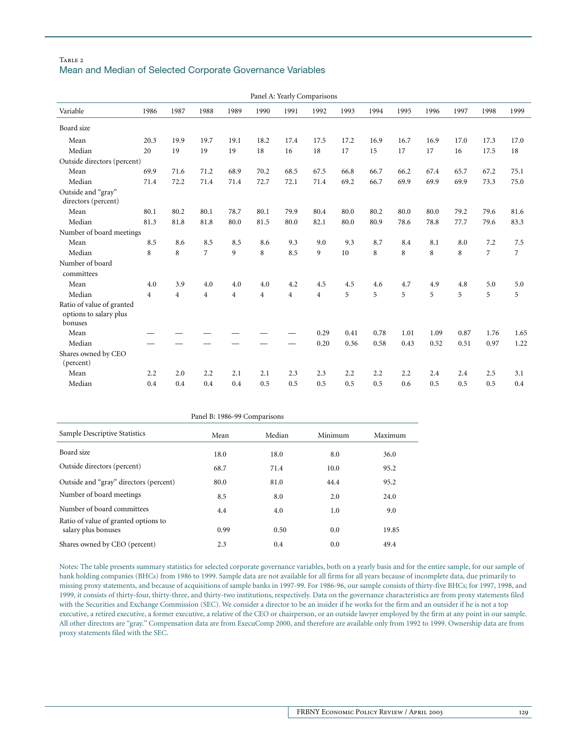Table 2

## Mean and Median of Selected Corporate Governance Variables

Panel A: Yearly Comparisons

| Variable | 1986 | 1987 | 1988 | 1989 | 1990 | 1991 | 1992 | 1993 | 1994 | 1995 | 1996 | 1997 | 1998 | 1999 |
|---|---|---|---|---|---|---|---|---|---|---|---|---|---|---|
| Board size | | | | | | | | | | | | | | |
| Mean | 20.3 | 19.9 | 19.7 | 19.1 | 18.2 | 17.4 | 17.5 | 17.2 | 16.9 | 16.7 | 16.9 | 17.0 | 17.3 | 17.0 |
| Median | 20 | 19 | 19 | 19 | 18 | 16 | 18 | 17 | 15 | 17 | 17 | 16 | 17.5 | 18 |
| Outside directors (percent) | | | | | | | | | | | | | | |
| Mean | 69.9 | 71.6 | 71.2 | 68.9 | 70.2 | 68.5 | 67.5 | 66.8 | 66.7 | 66.2 | 67.4 | 65.7 | 67.2 | 75.1 |
| Median | 71.4 | 72.2 | 71.4 | 71.4 | 72.7 | 72.1 | 71.4 | 69.2 | 66.7 | 69.9 | 69.9 | 69.9 | 73.3 | 75.0 |
| Outside and "gray" directors (percent) | | | | | | | | | | | | | | |
| Mean | 80.1 | 80.2 | 80.1 | 78.7 | 80.1 | 79.9 | 80.4 | 80.0 | 80.2 | 80.0 | 80.0 | 79.2 | 79.6 | 81.6 |
| Median | 81.3 | 81.8 | 81.8 | 80.0 | 81.5 | 80.0 | 82.1 | 80.0 | 80.9 | 78.6 | 78.8 | 77.7 | 79.6 | 83.3 |
| Number of board meetings | | | | | | | | | | | | | | |
| Mean | 8.5 | 8.6 | 8.5 | 8.5 | 8.6 | 9.3 | 9.0 | 9.3 | 8.7 | 8.4 | 8.1 | 8.0 | 7.2 | 7.5 |
| Median | 8 | 8 | 7 | 9 | 8 | 8.5 | 9 | 10 | 8 | 8 | 8 | 8 | 7 | 7 |
| Number of board committees | | | | | | | | | | | | | | |
| Mean | 4.0 | 3.9 | 4.0 | 4.0 | 4.0 | 4.2 | 4.5 | 4.5 | 4.6 | 4.7 | 4.9 | 4.8 | 5.0 | 5.0 |
| Median | 4 | 4 | 4 | 4 | 4 | 4 | 4 | 5 | 5 | 5 | 5 | 5 | 5 | 5 |
| Ratio of value of granted options to salary plus bonuses | | | | | | | | | | | | | | |
| Mean | — | — | — | — | — | — | 0.29 | 0.41 | 0.78 | 1.01 | 1.09 | 0.87 | 1.76 | 1.65 |
| Median | — | — | — | — | — | — | 0.20 | 0.36 | 0.58 | 0.43 | 0.52 | 0.51 | 0.97 | 1.22 |
| Shares owned by CEO (percent) | | | | | | | | | | | | | | |
| Mean | 2.2 | 2.0 | 2.2 | 2.1 | 2.1 | 2.3 | 2.3 | 2.2 | 2.2 | 2.2 | 2.4 | 2.4 | 2.5 | 3.1 |
| Median | 0.4 | 0.4 | 0.4 | 0.4 | 0.5 | 0.5 | 0.5 | 0.5 | 0.5 | 0.6 | 0.5 | 0.5 | 0.5 | 0.4 |

Panel B: 1986-99 Comparisons

| Sample Descriptive Statistics | Mean | Median | Minimum | Maximum |
|---|---|---|---|---|
| Board size | 18.0 | 18.0 | 8.0 | 36.0 |
| Outside directors (percent) | 68.7 | 71.4 | 10.0 | 95.2 |
| Outside and "gray" directors (percent) | 80.0 | 81.0 | 44.4 | 95.2 |
| Number of board meetings | 8.5 | 8.0 | 2.0 | 24.0 |
| Number of board committees | 4.4 | 4.0 | 1.0 | 9.0 |
| Ratio of value of granted options to salary plus bonuses | 0.99 | 0.50 | 0.0 | 19.85 |
| Shares owned by CEO (percent) | 2.3 | 0.4 | 0.0 | 49.4 |

Notes: The table presents summary statistics for selected corporate governance variables, both on a yearly basis and for the entire sample, for our sample of bank holding companies (BHCs) from 1986 to 1999. Sample data are not available for all firms for all years because of incomplete data, due primarily to missing proxy statements, and because of acquisitions of sample banks in 1997-99. For 1986-96, our sample consists of thirty-five BHCs; for 1997, 1998, and 1999, it consists of thirty-four, thirty-three, and thirty-two institutions, respectively. Data on the governance characteristics are from proxy statements filed with the Securities and Exchange Commission (SEC). We consider a director to be an insider if he works for the firm and an outsider if he is not a top executive, a retired executive, a former executive, a relative of the CEO or chairperson, or an outside lawyer employed by the firm at any point in our sample. All other directors are "gray." Compensation data are from ExecuComp 2000, and therefore are available only from 1992 to 1999. Ownership data are from proxy statements filed with the SEC.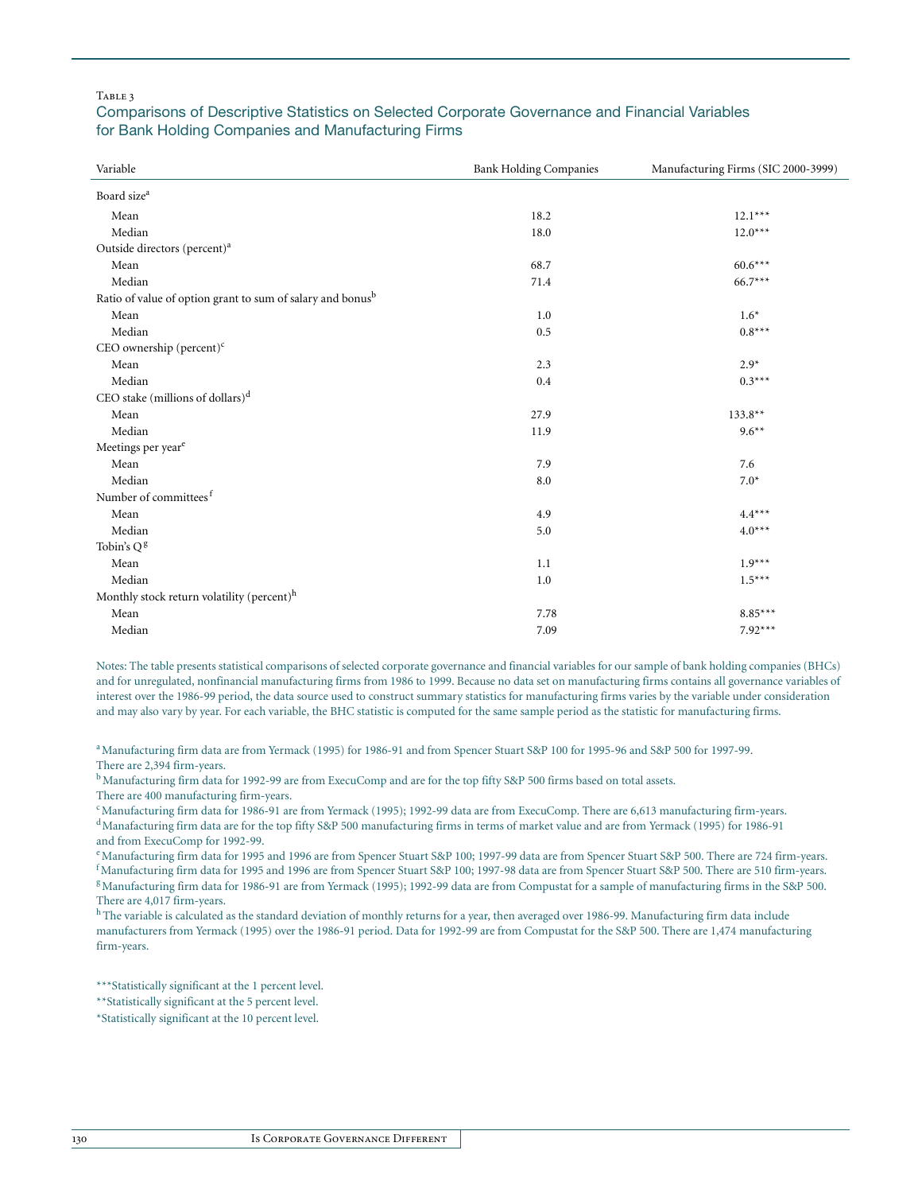Table 3

## Comparisons of Descriptive Statistics on Selected Corporate Governance and Financial Variables for Bank Holding Companies and Manufacturing Firms

| Variable | Bank Holding Companies | Manufacturing Firms (SIC 2000-3999) |
|---|---|---|
| Board size[a] | | |
| Mean | 18.2 | 12.1*** |
| Median | 18.0 | 12.0*** |
| Outside directors (percent)[a] | | |
| Mean | 68.7 | 60.6*** |
| Median | 71.4 | 66.7*** |
| Ratio of value of option grant to sum of salary and bonus[b] | | |
| Mean | 1.0 | 1.6* |
| Median | 0.5 | 0.8*** |
| CEO ownership (percent)[c] | | |
| Mean | 2.3 | 2.9* |
| Median | 0.4 | 0.3*** |
| CEO stake (millions of dollars)[d] | | |
| Mean | 27.9 | 133.8** |
| Median | 11.9 | 9.6** |
| Meetings per year[e] | | |
| Mean | 7.9 | 7.6 |
| Median | 8.0 | 7.0* |
| Number of committees[f] | | |
| Mean | 4.9 | 4.4*** |
| Median | 5.0 | 4.0*** |
| Tobin's Q[g] | | |
| Mean | 1.1 | 1.9*** |
| Median | 1.0 | 1.5*** |
| Monthly stock return volatility (percent)[h] | | |
| Mean | 7.78 | 8.85*** |
| Median | 7.09 | 7.92*** |

Notes: The table presents statistical comparisons of selected corporate governance and financial variables for our sample of bank holding companies (BHCs) and for unregulated, nonfinancial manufacturing firms from 1986 to 1999. Because no data set on manufacturing firms contains all governance variables of interest over the 1986-99 period, the data source used to construct summary statistics for manufacturing firms varies by the variable under consideration and may also vary by year. For each variable, the BHC statistic is computed for the same sample period as the statistic for manufacturing firms.

[a] Manufacturing firm data are from Yermack (1995) for 1986-91 and from Spencer Stuart S&P 100 for 1995-96 and S&P 500 for 1997-99. There are 2,394 firm-years.

[b] Manufacturing firm data for 1992-99 are from ExecuComp and are for the top fifty S&P 500 firms based on total assets. There are 400 manufacturing firm-years.

[c] Manufacturing firm data for 1986-91 are from Yermack (1995); 1992-99 data are from ExecuComp. There are 6,613 manufacturing firm-years.

[d] Manafacturing firm data are for the top fifty S&P 500 manufacturing firms in terms of market value and are from Yermack (1995) for 1986-91 and from ExecuComp for 1992-99.

[e] Manufacturing firm data for 1995 and 1996 are from Spencer Stuart S&P 100; 1997-99 data are from Spencer Stuart S&P 500. There are 724 firm-years.

[f] Manufacturing firm data for 1995 and 1996 are from Spencer Stuart S&P 100; 1997-98 data are from Spencer Stuart S&P 500. There are 510 firm-years.

[g] Manufacturing firm data for 1986-91 are from Yermack (1995); 1992-99 data are from Compustat for a sample of manufacturing firms in the S&P 500. There are 4,017 firm-years.

[h] The variable is calculated as the standard deviation of monthly returns for a year, then averaged over 1986-99. Manufacturing firm data include manufacturers from Yermack (1995) over the 1986-91 period. Data for 1992-99 are from Compustat for the S&P 500. There are 1,474 manufacturing firm-years.

***Statistically significant at the 1 percent level.

**Statistically significant at the 5 percent level.

*Statistically significant at the 10 percent level.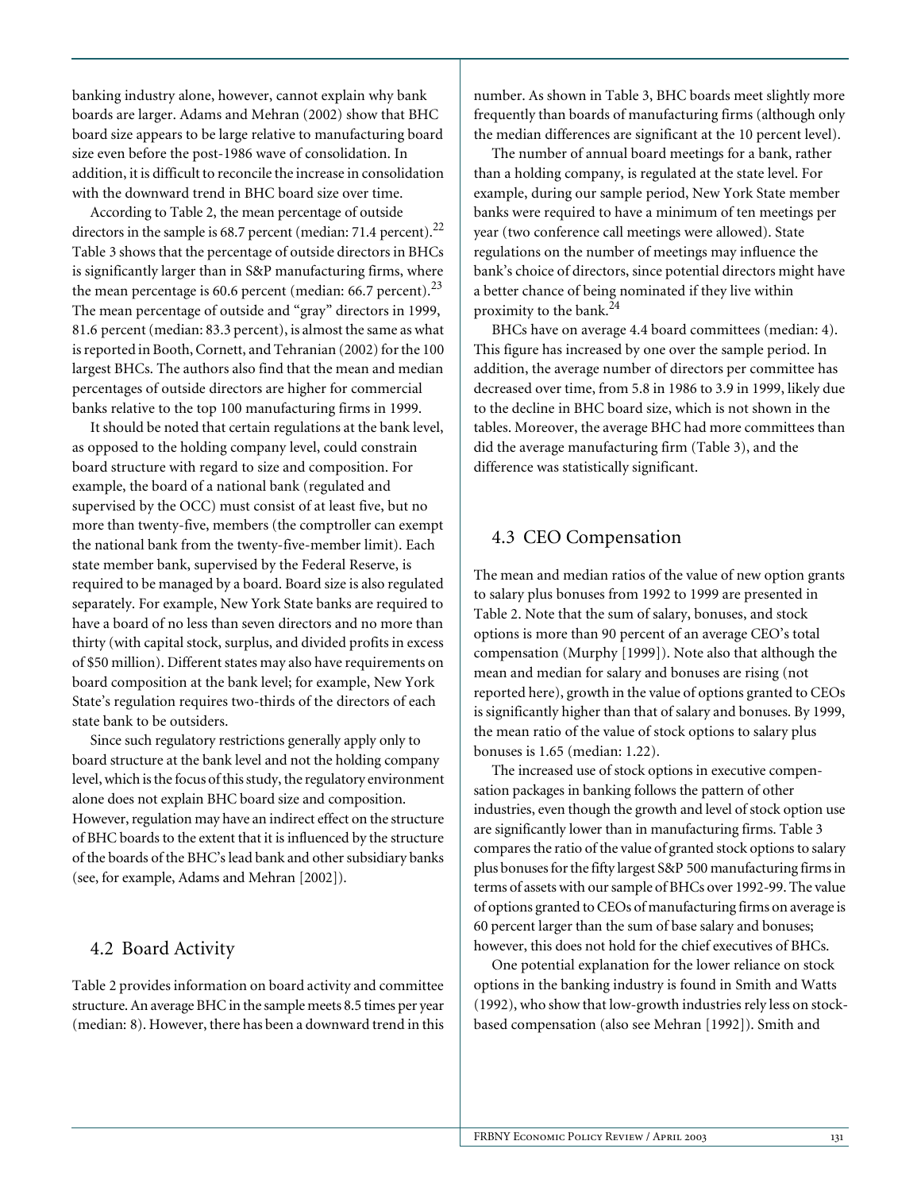banking industry alone, however, cannot explain why bank boards are larger. Adams and Mehran (2002) show that BHC board size appears to be large relative to manufacturing board size even before the post-1986 wave of consolidation. In addition, it is difficult to reconcile the increase in consolidation with the downward trend in BHC board size over time.

According to Table 2, the mean percentage of outside directors in the sample is 68.7 percent (median: 71.4 percent).[22] Table 3 shows that the percentage of outside directors in BHCs is significantly larger than in S&P manufacturing firms, where the mean percentage is 60.6 percent (median: 66.7 percent).[23] The mean percentage of outside and "gray" directors in 1999, 81.6 percent (median: 83.3 percent), is almost the same as what is reported in Booth, Cornett, and Tehranian (2002) for the 100 largest BHCs. The authors also find that the mean and median percentages of outside directors are higher for commercial banks relative to the top 100 manufacturing firms in 1999.

It should be noted that certain regulations at the bank level, as opposed to the holding company level, could constrain board structure with regard to size and composition. For example, the board of a national bank (regulated and supervised by the OCC) must consist of at least five, but no more than twenty-five, members (the comptroller can exempt the national bank from the twenty-five-member limit). Each state member bank, supervised by the Federal Reserve, is required to be managed by a board. Board size is also regulated separately. For example, New York State banks are required to have a board of no less than seven directors and no more than thirty (with capital stock, surplus, and divided profits in excess of $50 million). Different states may also have requirements on board composition at the bank level; for example, New York State's regulation requires two-thirds of the directors of each state bank to be outsiders.

Since such regulatory restrictions generally apply only to board structure at the bank level and not the holding company level, which is the focus of this study, the regulatory environment alone does not explain BHC board size and composition. However, regulation may have an indirect effect on the structure of BHC boards to the extent that it is influenced by the structure of the boards of the BHC's lead bank and other subsidiary banks (see, for example, Adams and Mehran [2002]).

## 4.2 Board Activity

Table 2 provides information on board activity and committee structure. An average BHC in the sample meets 8.5 times per year (median: 8). However, there has been a downward trend in this number. As shown in Table 3, BHC boards meet slightly more frequently than boards of manufacturing firms (although only the median differences are significant at the 10 percent level).

The number of annual board meetings for a bank, rather than a holding company, is regulated at the state level. For example, during our sample period, New York State member banks were required to have a minimum of ten meetings per year (two conference call meetings were allowed). State regulations on the number of meetings may influence the bank's choice of directors, since potential directors might have a better chance of being nominated if they live within proximity to the bank.[24]

BHCs have on average 4.4 board committees (median: 4). This figure has increased by one over the sample period. In addition, the average number of directors per committee has decreased over time, from 5.8 in 1986 to 3.9 in 1999, likely due to the decline in BHC board size, which is not shown in the tables. Moreover, the average BHC had more committees than did the average manufacturing firm (Table 3), and the difference was statistically significant.

## 4.3 CEO Compensation

The mean and median ratios of the value of new option grants to salary plus bonuses from 1992 to 1999 are presented in Table 2. Note that the sum of salary, bonuses, and stock options is more than 90 percent of an average CEO's total compensation (Murphy [1999]). Note also that although the mean and median for salary and bonuses are rising (not reported here), growth in the value of options granted to CEOs is significantly higher than that of salary and bonuses. By 1999, the mean ratio of the value of stock options to salary plus bonuses is 1.65 (median: 1.22).

The increased use of stock options in executive compensation packages in banking follows the pattern of other industries, even though the growth and level of stock option use are significantly lower than in manufacturing firms. Table 3 compares the ratio of the value of granted stock options to salary plus bonuses for the fifty largest S&P 500 manufacturing firms in terms of assets with our sample of BHCs over 1992-99. The value of options granted to CEOs of manufacturing firms on average is 60 percent larger than the sum of base salary and bonuses; however, this does not hold for the chief executives of BHCs.

One potential explanation for the lower reliance on stock options in the banking industry is found in Smith and Watts (1992), who show that low-growth industries rely less on stock-based compensation (also see Mehran [1992]). Smith and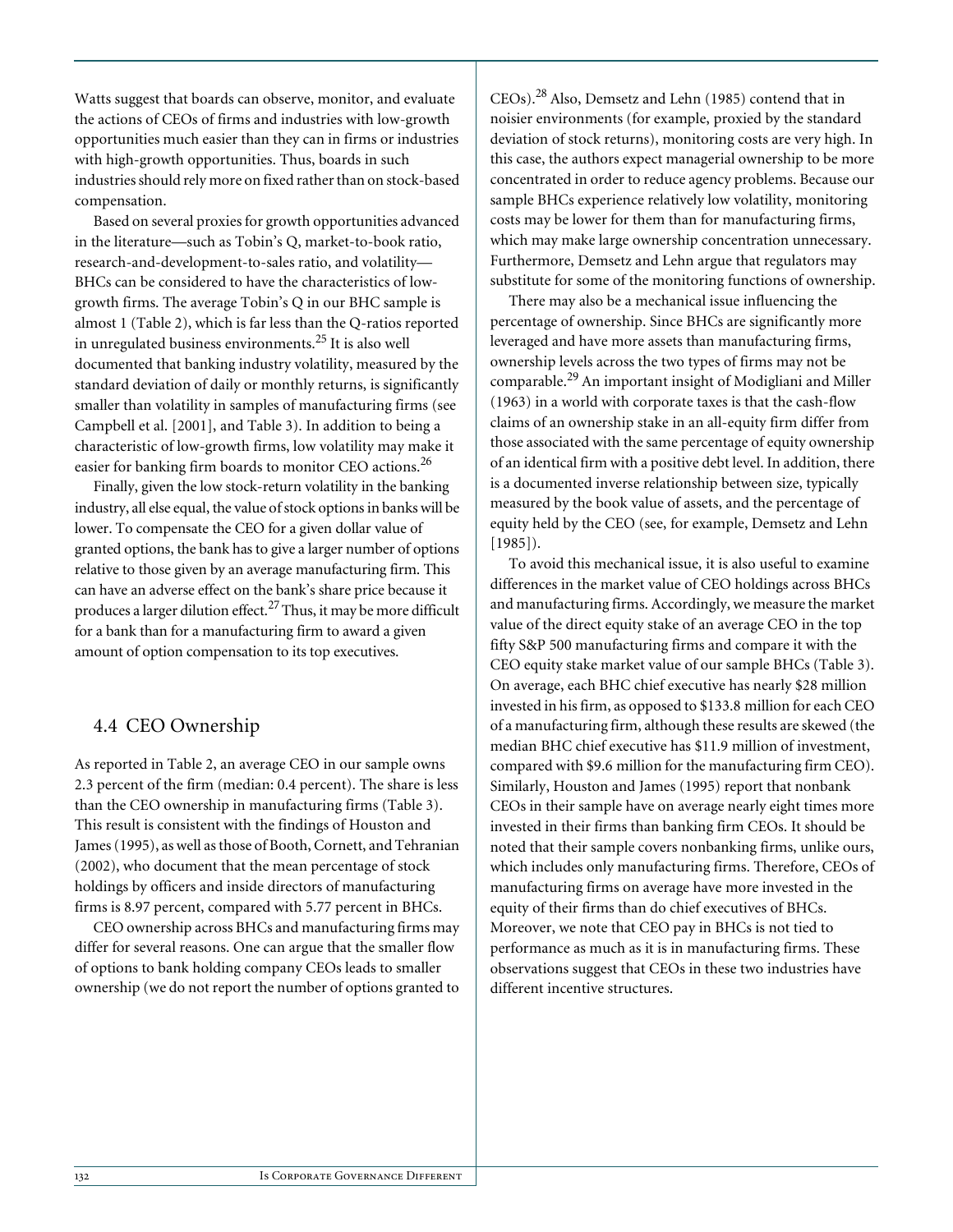Watts suggest that boards can observe, monitor, and evaluate the actions of CEOs of firms and industries with low-growth opportunities much easier than they can in firms or industries with high-growth opportunities. Thus, boards in such industries should rely more on fixed rather than on stock-based compensation.

Based on several proxies for growth opportunities advanced in the literature—such as Tobin's Q, market-to-book ratio, research-and-development-to-sales ratio, and volatility—BHCs can be considered to have the characteristics of low-growth firms. The average Tobin's Q in our BHC sample is almost 1 (Table 2), which is far less than the Q-ratios reported in unregulated business environments.[25] It is also well documented that banking industry volatility, measured by the standard deviation of daily or monthly returns, is significantly smaller than volatility in samples of manufacturing firms (see Campbell et al. [2001], and Table 3). In addition to being a characteristic of low-growth firms, low volatility may make it easier for banking firm boards to monitor CEO actions.[26]

Finally, given the low stock-return volatility in the banking industry, all else equal, the value of stock options in banks will be lower. To compensate the CEO for a given dollar value of granted options, the bank has to give a larger number of options relative to those given by an average manufacturing firm. This can have an adverse effect on the bank's share price because it produces a larger dilution effect.[27] Thus, it may be more difficult for a bank than for a manufacturing firm to award a given amount of option compensation to its top executives.

## 4.4 CEO Ownership

As reported in Table 2, an average CEO in our sample owns 2.3 percent of the firm (median: 0.4 percent). The share is less than the CEO ownership in manufacturing firms (Table 3). This result is consistent with the findings of Houston and James (1995), as well as those of Booth, Cornett, and Tehranian (2002), who document that the mean percentage of stock holdings by officers and inside directors of manufacturing firms is 8.97 percent, compared with 5.77 percent in BHCs.

CEO ownership across BHCs and manufacturing firms may differ for several reasons. One can argue that the smaller flow of options to bank holding company CEOs leads to smaller ownership (we do not report the number of options granted to CEOs).[28] Also, Demsetz and Lehn (1985) contend that in noisier environments (for example, proxied by the standard deviation of stock returns), monitoring costs are very high. In this case, the authors expect managerial ownership to be more concentrated in order to reduce agency problems. Because our sample BHCs experience relatively low volatility, monitoring costs may be lower for them than for manufacturing firms, which may make large ownership concentration unnecessary. Furthermore, Demsetz and Lehn argue that regulators may substitute for some of the monitoring functions of ownership.

There may also be a mechanical issue influencing the percentage of ownership. Since BHCs are significantly more leveraged and have more assets than manufacturing firms, ownership levels across the two types of firms may not be comparable.[29] An important insight of Modigliani and Miller (1963) in a world with corporate taxes is that the cash-flow claims of an ownership stake in an all-equity firm differ from those associated with the same percentage of equity ownership of an identical firm with a positive debt level. In addition, there is a documented inverse relationship between size, typically measured by the book value of assets, and the percentage of equity held by the CEO (see, for example, Demsetz and Lehn [1985]).

To avoid this mechanical issue, it is also useful to examine differences in the market value of CEO holdings across BHCs and manufacturing firms. Accordingly, we measure the market value of the direct equity stake of an average CEO in the top fifty S&P 500 manufacturing firms and compare it with the CEO equity stake market value of our sample BHCs (Table 3). On average, each BHC chief executive has nearly $28 million invested in his firm, as opposed to $133.8 million for each CEO of a manufacturing firm, although these results are skewed (the median BHC chief executive has $11.9 million of investment, compared with $9.6 million for the manufacturing firm CEO). Similarly, Houston and James (1995) report that nonbank CEOs in their sample have on average nearly eight times more invested in their firms than banking firm CEOs. It should be noted that their sample covers nonbanking firms, unlike ours, which includes only manufacturing firms. Therefore, CEOs of manufacturing firms on average have more invested in the equity of their firms than do chief executives of BHCs. Moreover, we note that CEO pay in BHCs is not tied to performance as much as it is in manufacturing firms. These observations suggest that CEOs in these two industries have different incentive structures.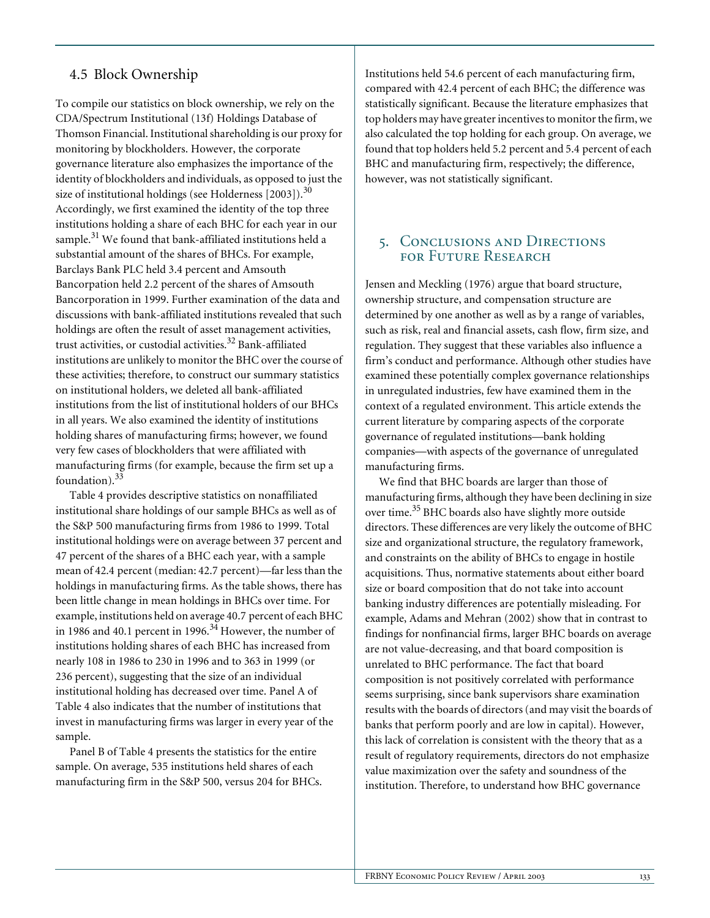## 4.5 Block Ownership

To compile our statistics on block ownership, we rely on the CDA/Spectrum Institutional (13f) Holdings Database of Thomson Financial. Institutional shareholding is our proxy for monitoring by blockholders. However, the corporate governance literature also emphasizes the importance of the identity of blockholders and individuals, as opposed to just the size of institutional holdings (see Holderness [2003]).[30] Accordingly, we first examined the identity of the top three institutions holding a share of each BHC for each year in our sample.[31] We found that bank-affiliated institutions held a substantial amount of the shares of BHCs. For example, Barclays Bank PLC held 3.4 percent and Amsouth Bancorpation held 2.2 percent of the shares of Amsouth Bancorporation in 1999. Further examination of the data and discussions with bank-affiliated institutions revealed that such holdings are often the result of asset management activities, trust activities, or custodial activities.[32] Bank-affiliated institutions are unlikely to monitor the BHC over the course of these activities; therefore, to construct our summary statistics on institutional holders, we deleted all bank-affiliated institutions from the list of institutional holders of our BHCs in all years. We also examined the identity of institutions holding shares of manufacturing firms; however, we found very few cases of blockholders that were affiliated with manufacturing firms (for example, because the firm set up a foundation).[33]

Table 4 provides descriptive statistics on nonaffiliated institutional share holdings of our sample BHCs as well as of the S&P 500 manufacturing firms from 1986 to 1999. Total institutional holdings were on average between 37 percent and 47 percent of the shares of a BHC each year, with a sample mean of 42.4 percent (median: 42.7 percent)—far less than the holdings in manufacturing firms. As the table shows, there has been little change in mean holdings in BHCs over time. For example, institutions held on average 40.7 percent of each BHC in 1986 and 40.1 percent in 1996.[34] However, the number of institutions holding shares of each BHC has increased from nearly 108 in 1986 to 230 in 1996 and to 363 in 1999 (or 236 percent), suggesting that the size of an individual institutional holding has decreased over time. Panel A of Table 4 also indicates that the number of institutions that invest in manufacturing firms was larger in every year of the sample.

Panel B of Table 4 presents the statistics for the entire sample. On average, 535 institutions held shares of each manufacturing firm in the S&P 500, versus 204 for BHCs. Institutions held 54.6 percent of each manufacturing firm, compared with 42.4 percent of each BHC; the difference was statistically significant. Because the literature emphasizes that top holders may have greater incentives to monitor the firm, we also calculated the top holding for each group. On average, we found that top holders held 5.2 percent and 5.4 percent of each BHC and manufacturing firm, respectively; the difference, however, was not statistically significant.

# 5. Conclusions and Directions for Future Research

Jensen and Meckling (1976) argue that board structure, ownership structure, and compensation structure are determined by one another as well as by a range of variables, such as risk, real and financial assets, cash flow, firm size, and regulation. They suggest that these variables also influence a firm's conduct and performance. Although other studies have examined these potentially complex governance relationships in unregulated industries, few have examined them in the context of a regulated environment. This article extends the current literature by comparing aspects of the corporate governance of regulated institutions—bank holding companies—with aspects of the governance of unregulated manufacturing firms.

We find that BHC boards are larger than those of manufacturing firms, although they have been declining in size over time.[35] BHC boards also have slightly more outside directors. These differences are very likely the outcome of BHC size and organizational structure, the regulatory framework, and constraints on the ability of BHCs to engage in hostile acquisitions. Thus, normative statements about either board size or board composition that do not take into account banking industry differences are potentially misleading. For example, Adams and Mehran (2002) show that in contrast to findings for nonfinancial firms, larger BHC boards on average are not value-decreasing, and that board composition is unrelated to BHC performance. The fact that board composition is not positively correlated with performance seems surprising, since bank supervisors share examination results with the boards of directors (and may visit the boards of banks that perform poorly and are low in capital). However, this lack of correlation is consistent with the theory that as a result of regulatory requirements, directors do not emphasize value maximization over the safety and soundness of the institution. Therefore, to understand how BHC governance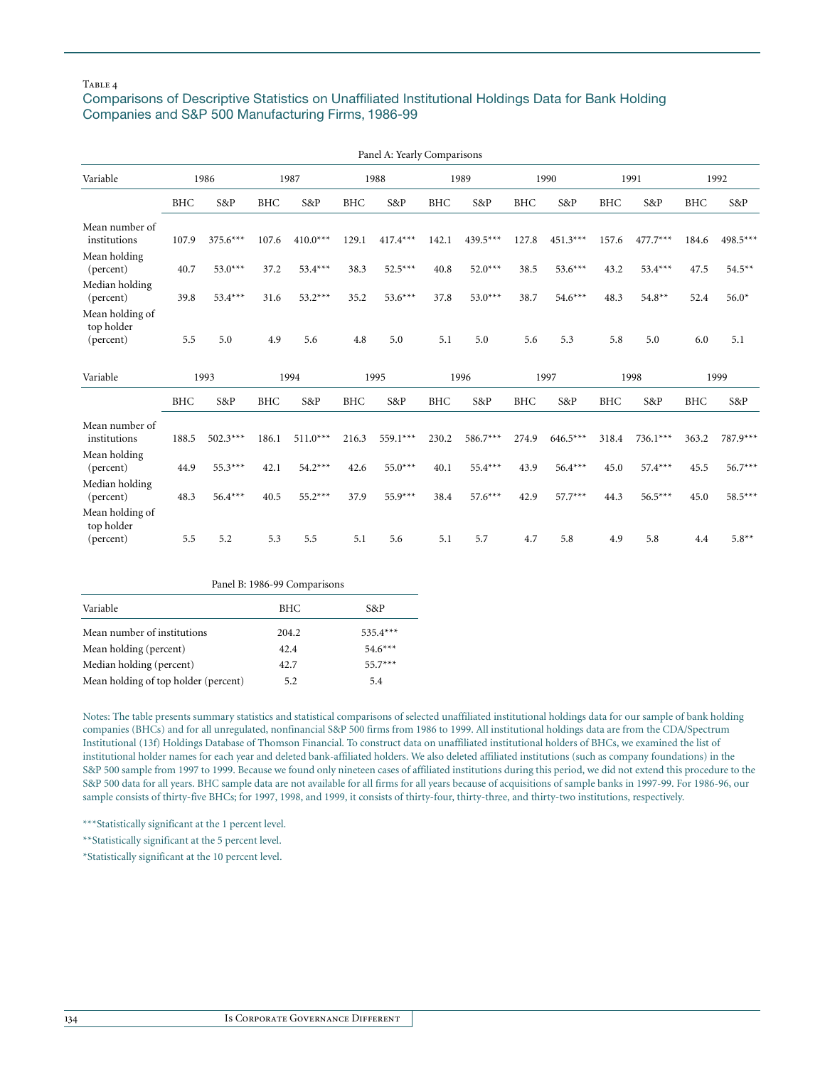Table 4

## Comparisons of Descriptive Statistics on Unaffiliated Institutional Holdings Data for Bank Holding Companies and S&P 500 Manufacturing Firms, 1986-99

Panel A: Yearly Comparisons

| Variable | 1986 | | 1987 | | 1988 | | 1989 | | 1990 | | 1991 | | 1992 | |
|---|---|---|---|---|---|---|---|---|---|---|---|---|---|---|
| | BHC | S&P | BHC | S&P | BHC | S&P | BHC | S&P | BHC | S&P | BHC | S&P | BHC | S&P |
| Mean number of institutions | 107.9 | 375.6*** | 107.6 | 410.0*** | 129.1 | 417.4*** | 142.1 | 439.5*** | 127.8 | 451.3*** | 157.6 | 477.7*** | 184.6 | 498.5*** |
| Mean holding (percent) | 40.7 | 53.0*** | 37.2 | 53.4*** | 38.3 | 52.5*** | 40.8 | 52.0*** | 38.5 | 53.6*** | 43.2 | 53.4*** | 47.5 | 54.5** |
| Median holding (percent) | 39.8 | 53.4*** | 31.6 | 53.2*** | 35.2 | 53.6*** | 37.8 | 53.0*** | 38.7 | 54.6*** | 48.3 | 54.8** | 52.4 | 56.0* |
| Mean holding of top holder (percent) | 5.5 | 5.0 | 4.9 | 5.6 | 4.8 | 5.0 | 5.1 | 5.0 | 5.6 | 5.3 | 5.8 | 5.0 | 6.0 | 5.1 |

| Variable | 1993 | | 1994 | | 1995 | | 1996 | | 1997 | | 1998 | | 1999 | |
|---|---|---|---|---|---|---|---|---|---|---|---|---|---|---|
| | BHC | S&P | BHC | S&P | BHC | S&P | BHC | S&P | BHC | S&P | BHC | S&P | BHC | S&P |
| Mean number of institutions | 188.5 | 502.3*** | 186.1 | 511.0*** | 216.3 | 559.1*** | 230.2 | 586.7*** | 274.9 | 646.5*** | 318.4 | 736.1*** | 363.2 | 787.9*** |
| Mean holding (percent) | 44.9 | 55.3*** | 42.1 | 54.2*** | 42.6 | 55.0*** | 40.1 | 55.4*** | 43.9 | 56.4*** | 45.0 | 57.4*** | 45.5 | 56.7*** |
| Median holding (percent) | 48.3 | 56.4*** | 40.5 | 55.2*** | 37.9 | 55.9*** | 38.4 | 57.6*** | 42.9 | 57.7*** | 44.3 | 56.5*** | 45.0 | 58.5*** |
| Mean holding of top holder (percent) | 5.5 | 5.2 | 5.3 | 5.5 | 5.1 | 5.6 | 5.1 | 5.7 | 4.7 | 5.8 | 4.9 | 5.8 | 4.4 | 5.8** |

Panel B: 1986-99 Comparisons

| Variable | BHC | S&P |
|---|---|---|
| Mean number of institutions | 204.2 | 535.4*** |
| Mean holding (percent) | 42.4 | 54.6*** |
| Median holding (percent) | 42.7 | 55.7*** |
| Mean holding of top holder (percent) | 5.2 | 5.4 |

Notes: The table presents summary statistics and statistical comparisons of selected unaffiliated institutional holdings data for our sample of bank holding companies (BHCs) and for all unregulated, nonfinancial S&P 500 firms from 1986 to 1999. All institutional holdings data are from the CDA/Spectrum Institutional (13f) Holdings Database of Thomson Financial. To construct data on unaffiliated institutional holders of BHCs, we examined the list of institutional holder names for each year and deleted bank-affiliated holders. We also deleted affiliated institutions (such as company foundations) in the S&P 500 sample from 1997 to 1999. Because we found only nineteen cases of affiliated institutions during this period, we did not extend this procedure to the S&P 500 data for all years. BHC sample data are not available for all firms for all years because of acquisitions of sample banks in 1997-99. For 1986-96, our sample consists of thirty-five BHCs; for 1997, 1998, and 1999, it consists of thirty-four, thirty-three, and thirty-two institutions, respectively.

***Statistically significant at the 1 percent level.

**Statistically significant at the 5 percent level.

*Statistically significant at the 10 percent level.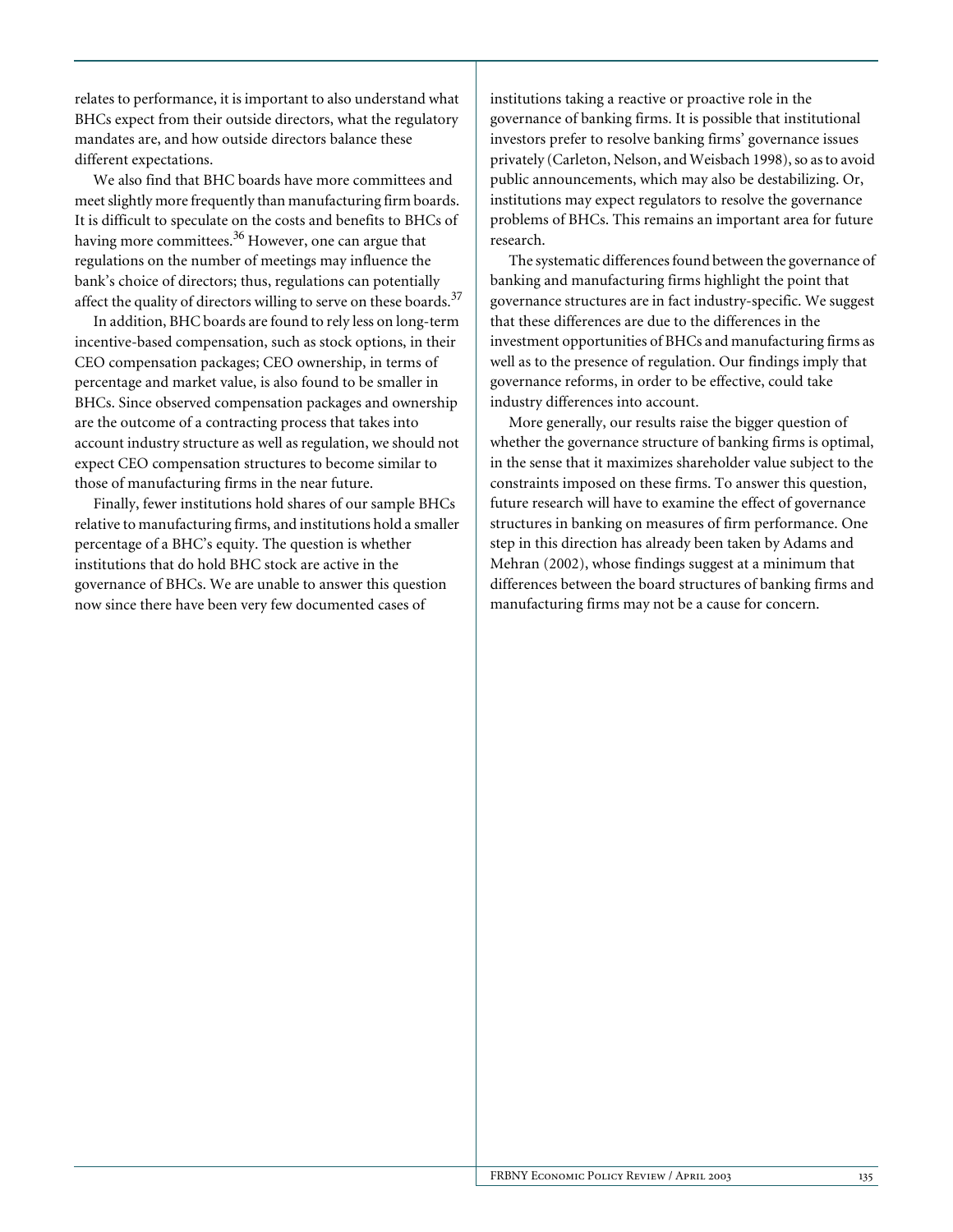relates to performance, it is important to also understand what BHCs expect from their outside directors, what the regulatory mandates are, and how outside directors balance these different expectations.

We also find that BHC boards have more committees and meet slightly more frequently than manufacturing firm boards. It is difficult to speculate on the costs and benefits to BHCs of having more committees.[36] However, one can argue that regulations on the number of meetings may influence the bank's choice of directors; thus, regulations can potentially affect the quality of directors willing to serve on these boards.[37]

In addition, BHC boards are found to rely less on long-term incentive-based compensation, such as stock options, in their CEO compensation packages; CEO ownership, in terms of percentage and market value, is also found to be smaller in BHCs. Since observed compensation packages and ownership are the outcome of a contracting process that takes into account industry structure as well as regulation, we should not expect CEO compensation structures to become similar to those of manufacturing firms in the near future.

Finally, fewer institutions hold shares of our sample BHCs relative to manufacturing firms, and institutions hold a smaller percentage of a BHC's equity. The question is whether institutions that do hold BHC stock are active in the governance of BHCs. We are unable to answer this question now since there have been very few documented cases of institutions taking a reactive or proactive role in the governance of banking firms. It is possible that institutional investors prefer to resolve banking firms' governance issues privately (Carleton, Nelson, and Weisbach 1998), so as to avoid public announcements, which may also be destabilizing. Or, institutions may expect regulators to resolve the governance problems of BHCs. This remains an important area for future research.

The systematic differences found between the governance of banking and manufacturing firms highlight the point that governance structures are in fact industry-specific. We suggest that these differences are due to the differences in the investment opportunities of BHCs and manufacturing firms as well as to the presence of regulation. Our findings imply that governance reforms, in order to be effective, could take industry differences into account.

More generally, our results raise the bigger question of whether the governance structure of banking firms is optimal, in the sense that it maximizes shareholder value subject to the constraints imposed on these firms. To answer this question, future research will have to examine the effect of governance structures in banking on measures of firm performance. One step in this direction has already been taken by Adams and Mehran (2002), whose findings suggest at a minimum that differences between the board structures of banking firms and manufacturing firms may not be a cause for concern.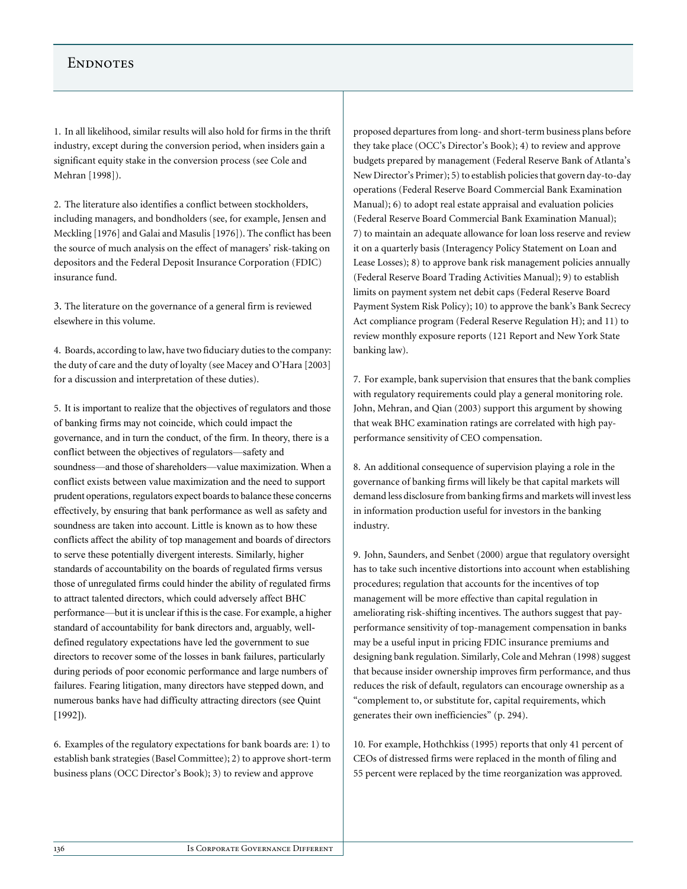# Endnotes

1. In all likelihood, similar results will also hold for firms in the thrift industry, except during the conversion period, when insiders gain a significant equity stake in the conversion process (see Cole and Mehran [1998]).

2. The literature also identifies a conflict between stockholders, including managers, and bondholders (see, for example, Jensen and Meckling [1976] and Galai and Masulis [1976]). The conflict has been the source of much analysis on the effect of managers' risk-taking on depositors and the Federal Deposit Insurance Corporation (FDIC) insurance fund.

3. The literature on the governance of a general firm is reviewed elsewhere in this volume.

4. Boards, according to law, have two fiduciary duties to the company: the duty of care and the duty of loyalty (see Macey and O'Hara [2003] for a discussion and interpretation of these duties).

5. It is important to realize that the objectives of regulators and those of banking firms may not coincide, which could impact the governance, and in turn the conduct, of the firm. In theory, there is a conflict between the objectives of regulators—safety and soundness—and those of shareholders—value maximization. When a conflict exists between value maximization and the need to support prudent operations, regulators expect boards to balance these concerns effectively, by ensuring that bank performance as well as safety and soundness are taken into account. Little is known as to how these conflicts affect the ability of top management and boards of directors to serve these potentially divergent interests. Similarly, higher standards of accountability on the boards of regulated firms versus those of unregulated firms could hinder the ability of regulated firms to attract talented directors, which could adversely affect BHC performance—but it is unclear if this is the case. For example, a higher standard of accountability for bank directors and, arguably, well-defined regulatory expectations have led the government to sue directors to recover some of the losses in bank failures, particularly during periods of poor economic performance and large numbers of failures. Fearing litigation, many directors have stepped down, and numerous banks have had difficulty attracting directors (see Quint [1992]).

6. Examples of the regulatory expectations for bank boards are: 1) to establish bank strategies (Basel Committee); 2) to approve short-term business plans (OCC Director's Book); 3) to review and approve proposed departures from long- and short-term business plans before they take place (OCC's Director's Book); 4) to review and approve budgets prepared by management (Federal Reserve Bank of Atlanta's New Director's Primer); 5) to establish policies that govern day-to-day operations (Federal Reserve Board Commercial Bank Examination Manual); 6) to adopt real estate appraisal and evaluation policies (Federal Reserve Board Commercial Bank Examination Manual); 7) to maintain an adequate allowance for loan loss reserve and review it on a quarterly basis (Interagency Policy Statement on Loan and Lease Losses); 8) to approve bank risk management policies annually (Federal Reserve Board Trading Activities Manual); 9) to establish limits on payment system net debit caps (Federal Reserve Board Payment System Risk Policy); 10) to approve the bank's Bank Secrecy Act compliance program (Federal Reserve Regulation H); and 11) to review monthly exposure reports (121 Report and New York State banking law).

7. For example, bank supervision that ensures that the bank complies with regulatory requirements could play a general monitoring role. John, Mehran, and Qian (2003) support this argument by showing that weak BHC examination ratings are correlated with high pay-performance sensitivity of CEO compensation.

8. An additional consequence of supervision playing a role in the governance of banking firms will likely be that capital markets will demand less disclosure from banking firms and markets will invest less in information production useful for investors in the banking industry.

9. John, Saunders, and Senbet (2000) argue that regulatory oversight has to take such incentive distortions into account when establishing procedures; regulation that accounts for the incentives of top management will be more effective than capital regulation in ameliorating risk-shifting incentives. The authors suggest that pay-performance sensitivity of top-management compensation in banks may be a useful input in pricing FDIC insurance premiums and designing bank regulation. Similarly, Cole and Mehran (1998) suggest that because insider ownership improves firm performance, and thus reduces the risk of default, regulators can encourage ownership as a "complement to, or substitute for, capital requirements, which generates their own inefficiencies" (p. 294).

10. For example, Hothchkiss (1995) reports that only 41 percent of CEOs of distressed firms were replaced in the month of filing and 55 percent were replaced by the time reorganization was approved.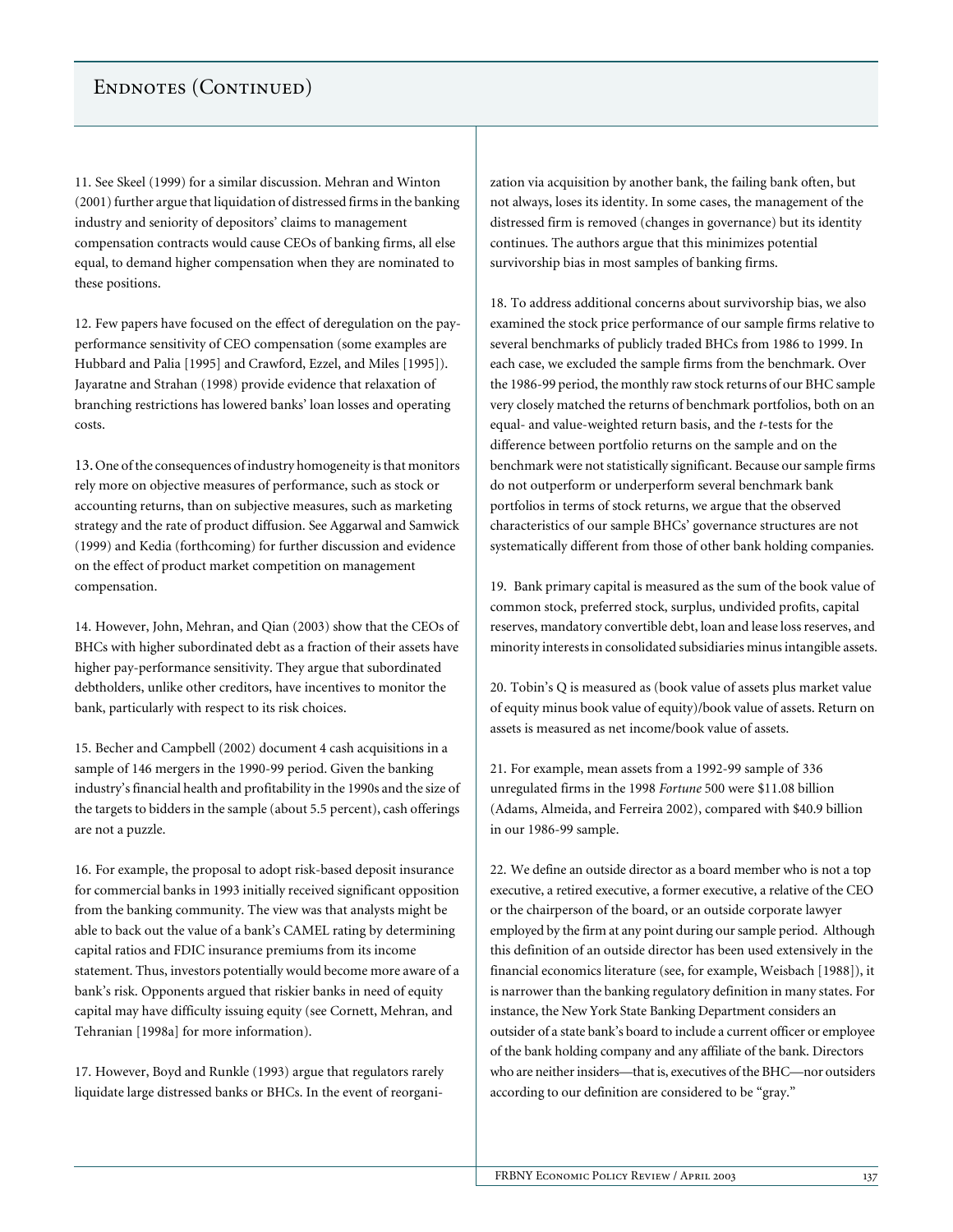## Endnotes (Continued)

11. See Skeel (1999) for a similar discussion. Mehran and Winton (2001) further argue that liquidation of distressed firms in the banking industry and seniority of depositors' claims to management compensation contracts would cause CEOs of banking firms, all else equal, to demand higher compensation when they are nominated to these positions.

12. Few papers have focused on the effect of deregulation on the pay-performance sensitivity of CEO compensation (some examples are Hubbard and Palia [1995] and Crawford, Ezzel, and Miles [1995]). Jayaratne and Strahan (1998) provide evidence that relaxation of branching restrictions has lowered banks' loan losses and operating costs.

13. One of the consequences of industry homogeneity is that monitors rely more on objective measures of performance, such as stock or accounting returns, than on subjective measures, such as marketing strategy and the rate of product diffusion. See Aggarwal and Samwick (1999) and Kedia (forthcoming) for further discussion and evidence on the effect of product market competition on management compensation.

14. However, John, Mehran, and Qian (2003) show that the CEOs of BHCs with higher subordinated debt as a fraction of their assets have higher pay-performance sensitivity. They argue that subordinated debtholders, unlike other creditors, have incentives to monitor the bank, particularly with respect to its risk choices.

15. Becher and Campbell (2002) document 4 cash acquisitions in a sample of 146 mergers in the 1990-99 period. Given the banking industry's financial health and profitability in the 1990s and the size of the targets to bidders in the sample (about 5.5 percent), cash offerings are not a puzzle.

16. For example, the proposal to adopt risk-based deposit insurance for commercial banks in 1993 initially received significant opposition from the banking community. The view was that analysts might be able to back out the value of a bank's CAMEL rating by determining capital ratios and FDIC insurance premiums from its income statement. Thus, investors potentially would become more aware of a bank's risk. Opponents argued that riskier banks in need of equity capital may have difficulty issuing equity (see Cornett, Mehran, and Tehranian [1998a] for more information).

17. However, Boyd and Runkle (1993) argue that regulators rarely liquidate large distressed banks or BHCs. In the event of reorganization via acquisition by another bank, the failing bank often, but not always, loses its identity. In some cases, the management of the distressed firm is removed (changes in governance) but its identity continues. The authors argue that this minimizes potential survivorship bias in most samples of banking firms.

18. To address additional concerns about survivorship bias, we also examined the stock price performance of our sample firms relative to several benchmarks of publicly traded BHCs from 1986 to 1999. In each case, we excluded the sample firms from the benchmark. Over the 1986-99 period, the monthly raw stock returns of our BHC sample very closely matched the returns of benchmark portfolios, both on an equal- and value-weighted return basis, and the *t*-tests for the difference between portfolio returns on the sample and on the benchmark were not statistically significant. Because our sample firms do not outperform or underperform several benchmark bank portfolios in terms of stock returns, we argue that the observed characteristics of our sample BHCs' governance structures are not systematically different from those of other bank holding companies.

19. Bank primary capital is measured as the sum of the book value of common stock, preferred stock, surplus, undivided profits, capital reserves, mandatory convertible debt, loan and lease loss reserves, and minority interests in consolidated subsidiaries minus intangible assets.

20. Tobin's Q is measured as (book value of assets plus market value of equity minus book value of equity)/book value of assets. Return on assets is measured as net income/book value of assets.

21. For example, mean assets from a 1992-99 sample of 336 unregulated firms in the 1998 *Fortune* 500 were $11.08 billion (Adams, Almeida, and Ferreira 2002), compared with $40.9 billion in our 1986-99 sample.

22. We define an outside director as a board member who is not a top executive, a retired executive, a former executive, a relative of the CEO or the chairperson of the board, or an outside corporate lawyer employed by the firm at any point during our sample period. Although this definition of an outside director has been used extensively in the financial economics literature (see, for example, Weisbach [1988]), it is narrower than the banking regulatory definition in many states. For instance, the New York State Banking Department considers an outsider of a state bank's board to include a current officer or employee of the bank holding company and any affiliate of the bank. Directors who are neither insiders—that is, executives of the BHC—nor outsiders according to our definition are considered to be "gray."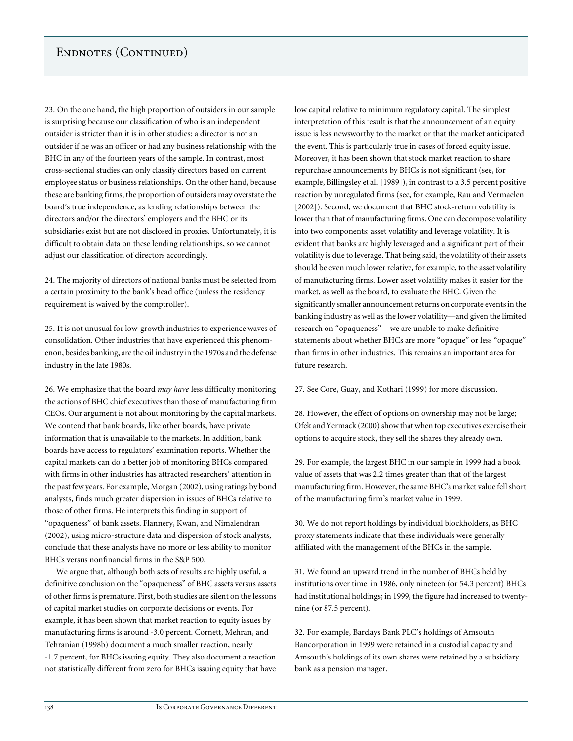## Endnotes (Continued)

23. On the one hand, the high proportion of outsiders in our sample is surprising because our classification of who is an independent outsider is stricter than it is in other studies: a director is not an outsider if he was an officer or had any business relationship with the BHC in any of the fourteen years of the sample. In contrast, most cross-sectional studies can only classify directors based on current employee status or business relationships. On the other hand, because these are banking firms, the proportion of outsiders may overstate the board's true independence, as lending relationships between the directors and/or the directors' employers and the BHC or its subsidiaries exist but are not disclosed in proxies. Unfortunately, it is difficult to obtain data on these lending relationships, so we cannot adjust our classification of directors accordingly.

24. The majority of directors of national banks must be selected from a certain proximity to the bank's head office (unless the residency requirement is waived by the comptroller).

25. It is not unusual for low-growth industries to experience waves of consolidation. Other industries that have experienced this phenomenon, besides banking, are the oil industry in the 1970s and the defense industry in the late 1980s.

26. We emphasize that the board *may have* less difficulty monitoring the actions of BHC chief executives than those of manufacturing firm CEOs. Our argument is not about monitoring by the capital markets. We contend that bank boards, like other boards, have private information that is unavailable to the markets. In addition, bank boards have access to regulators' examination reports. Whether the capital markets can do a better job of monitoring BHCs compared with firms in other industries has attracted researchers' attention in the past few years. For example, Morgan (2002), using ratings by bond analysts, finds much greater dispersion in issues of BHCs relative to those of other firms. He interprets this finding in support of "opaqueness" of bank assets. Flannery, Kwan, and Nimalendran (2002), using micro-structure data and dispersion of stock analysts, conclude that these analysts have no more or less ability to monitor BHCs versus nonfinancial firms in the S&P 500.

We argue that, although both sets of results are highly useful, a definitive conclusion on the "opaqueness" of BHC assets versus assets of other firms is premature. First, both studies are silent on the lessons of capital market studies on corporate decisions or events. For example, it has been shown that market reaction to equity issues by manufacturing firms is around -3.0 percent. Cornett, Mehran, and Tehranian (1998b) document a much smaller reaction, nearly -1.7 percent, for BHCs issuing equity. They also document a reaction not statistically different from zero for BHCs issuing equity that have low capital relative to minimum regulatory capital. The simplest interpretation of this result is that the announcement of an equity issue is less newsworthy to the market or that the market anticipated the event. This is particularly true in cases of forced equity issue. Moreover, it has been shown that stock market reaction to share repurchase announcements by BHCs is not significant (see, for example, Billingsley et al. [1989]), in contrast to a 3.5 percent positive reaction by unregulated firms (see, for example, Rau and Vermaelen [2002]). Second, we document that BHC stock-return volatility is lower than that of manufacturing firms. One can decompose volatility into two components: asset volatility and leverage volatility. It is evident that banks are highly leveraged and a significant part of their volatility is due to leverage. That being said, the volatility of their assets should be even much lower relative, for example, to the asset volatility of manufacturing firms. Lower asset volatility makes it easier for the market, as well as the board, to evaluate the BHC. Given the significantly smaller announcement returns on corporate events in the banking industry as well as the lower volatility—and given the limited research on "opaqueness"—we are unable to make definitive statements about whether BHCs are more "opaque" or less "opaque" than firms in other industries. This remains an important area for future research.

27. See Core, Guay, and Kothari (1999) for more discussion.

28. However, the effect of options on ownership may not be large; Ofek and Yermack (2000) show that when top executives exercise their options to acquire stock, they sell the shares they already own.

29. For example, the largest BHC in our sample in 1999 had a book value of assets that was 2.2 times greater than that of the largest manufacturing firm. However, the same BHC's market value fell short of the manufacturing firm's market value in 1999.

30. We do not report holdings by individual blockholders, as BHC proxy statements indicate that these individuals were generally affiliated with the management of the BHCs in the sample.

31. We found an upward trend in the number of BHCs held by institutions over time: in 1986, only nineteen (or 54.3 percent) BHCs had institutional holdings; in 1999, the figure had increased to twenty-nine (or 87.5 percent).

32. For example, Barclays Bank PLC's holdings of Amsouth Bancorporation in 1999 were retained in a custodial capacity and Amsouth's holdings of its own shares were retained by a subsidiary bank as a pension manager.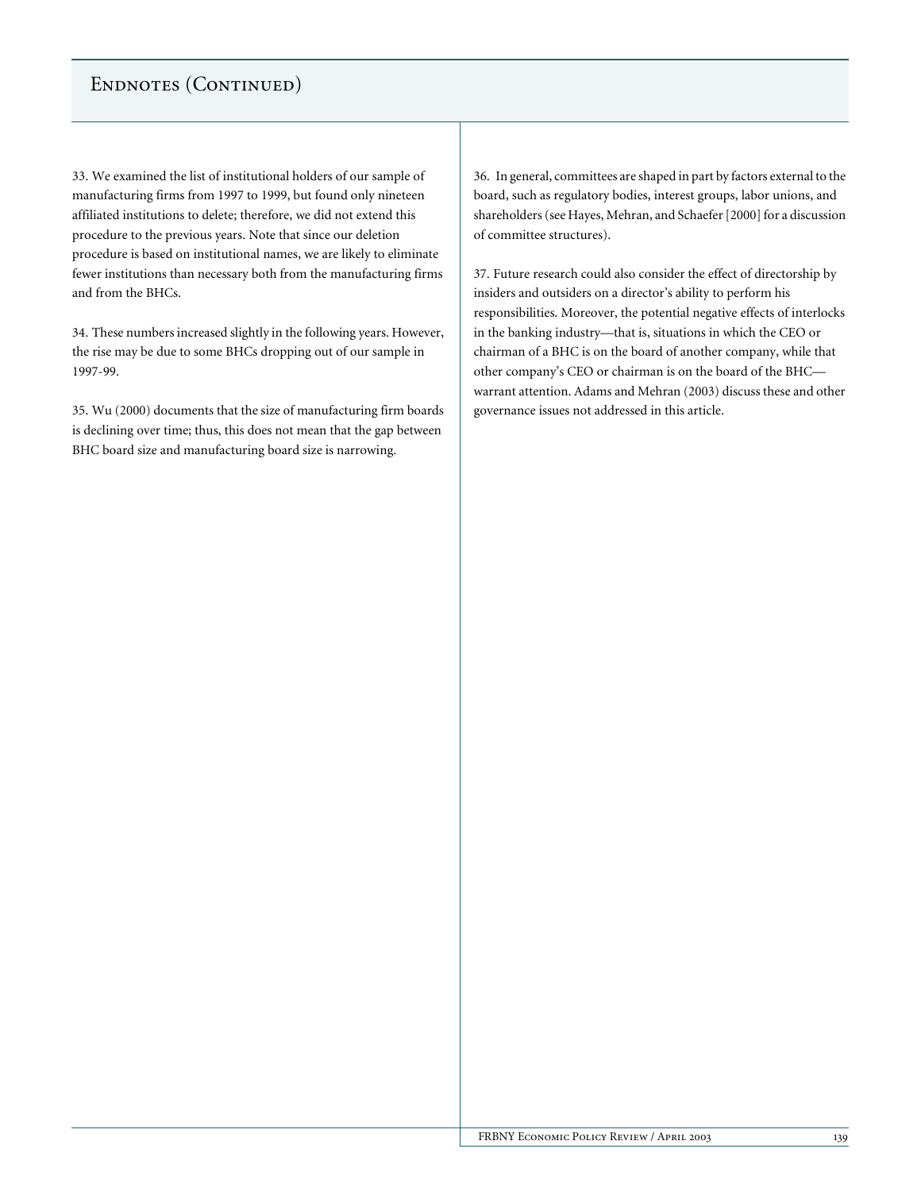## Endnotes (Continued)

33. We examined the list of institutional holders of our sample of manufacturing firms from 1997 to 1999, but found only nineteen affiliated institutions to delete; therefore, we did not extend this procedure to the previous years. Note that since our deletion procedure is based on institutional names, we are likely to eliminate fewer institutions than necessary both from the manufacturing firms and from the BHCs.

34. These numbers increased slightly in the following years. However, the rise may be due to some BHCs dropping out of our sample in 1997-99.

35. Wu (2000) documents that the size of manufacturing firm boards is declining over time; thus, this does not mean that the gap between BHC board size and manufacturing board size is narrowing.

36. In general, committees are shaped in part by factors external to the board, such as regulatory bodies, interest groups, labor unions, and shareholders (see Hayes, Mehran, and Schaefer [2000] for a discussion of committee structures).

37. Future research could also consider the effect of directorship by insiders and outsiders on a director's ability to perform his responsibilities. Moreover, the potential negative effects of interlocks in the banking industry—that is, situations in which the CEO or chairman of a BHC is on the board of another company, while that other company's CEO or chairman is on the board of the BHC—warrant attention. Adams and Mehran (2003) discuss these and other governance issues not addressed in this article.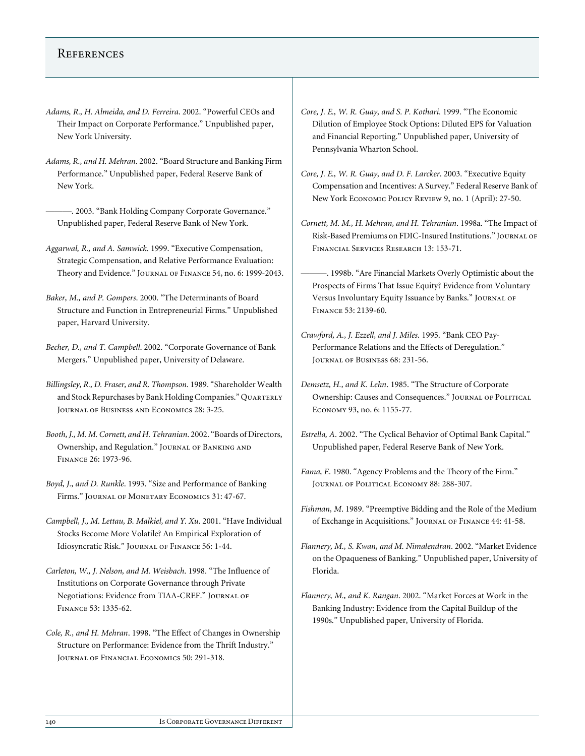# References

*Adams, R., H. Almeida, and D. Ferreira*. 2002. "Powerful CEOs and Their Impact on Corporate Performance." Unpublished paper, New York University.

*Adams, R., and H. Mehran*. 2002. "Board Structure and Banking Firm Performance." Unpublished paper, Federal Reserve Bank of New York.

———. 2003. "Bank Holding Company Corporate Governance." Unpublished paper, Federal Reserve Bank of New York.

*Aggarwal, R., and A. Samwick*. 1999. "Executive Compensation, Strategic Compensation, and Relative Performance Evaluation: Theory and Evidence." Journal of Finance 54, no. 6: 1999-2043.

*Baker, M., and P. Gompers*. 2000. "The Determinants of Board Structure and Function in Entrepreneurial Firms." Unpublished paper, Harvard University.

*Becher, D., and T. Campbell*. 2002. "Corporate Governance of Bank Mergers." Unpublished paper, University of Delaware.

*Billingsley, R., D. Fraser, and R. Thompson*. 1989. "Shareholder Wealth and Stock Repurchases by Bank Holding Companies." Quarterly Journal of Business and Economics 28: 3-25.

*Booth, J., M. M. Cornett, and H. Tehranian*. 2002. "Boards of Directors, Ownership, and Regulation." Journal of Banking and Finance 26: 1973-96.

*Boyd, J., and D. Runkle*. 1993. "Size and Performance of Banking Firms." Journal of Monetary Economics 31: 47-67.

*Campbell, J., M. Lettau, B. Malkiel, and Y. Xu*. 2001. "Have Individual Stocks Become More Volatile? An Empirical Exploration of Idiosyncratic Risk." Journal of Finance 56: 1-44.

*Carleton, W., J. Nelson, and M. Weisbach*. 1998. "The Influence of Institutions on Corporate Governance through Private Negotiations: Evidence from TIAA-CREF." Journal of Finance 53: 1335-62.

*Cole, R., and H. Mehran*. 1998. "The Effect of Changes in Ownership Structure on Performance: Evidence from the Thrift Industry." Journal of Financial Economics 50: 291-318.

*Core, J. E., W. R. Guay, and S. P. Kothari*. 1999. "The Economic Dilution of Employee Stock Options: Diluted EPS for Valuation and Financial Reporting." Unpublished paper, University of Pennsylvania Wharton School.

*Core, J. E., W. R. Guay, and D. F. Larcker*. 2003. "Executive Equity Compensation and Incentives: A Survey." Federal Reserve Bank of New York Economic Policy Review 9, no. 1 (April): 27-50.

*Cornett, M. M., H. Mehran, and H. Tehranian*. 1998a. "The Impact of Risk-Based Premiums on FDIC-Insured Institutions." Journal of Financial Services Research 13: 153-71.

———. 1998b. "Are Financial Markets Overly Optimistic about the Prospects of Firms That Issue Equity? Evidence from Voluntary Versus Involuntary Equity Issuance by Banks." Journal of Finance 53: 2139-60.

*Crawford, A., J. Ezzell, and J. Miles*. 1995. "Bank CEO Pay-Performance Relations and the Effects of Deregulation." Journal of Business 68: 231-56.

*Demsetz, H., and K. Lehn*. 1985. "The Structure of Corporate Ownership: Causes and Consequences." Journal of Political Economy 93, no. 6: 1155-77.

*Estrella, A*. 2002. "The Cyclical Behavior of Optimal Bank Capital." Unpublished paper, Federal Reserve Bank of New York.

*Fama, E*. 1980. "Agency Problems and the Theory of the Firm." Journal of Political Economy 88: 288-307.

*Fishman, M*. 1989. "Preemptive Bidding and the Role of the Medium of Exchange in Acquisitions." Journal of Finance 44: 41-58.

*Flannery, M., S. Kwan, and M. Nimalendran*. 2002. "Market Evidence on the Opaqueness of Banking." Unpublished paper, University of Florida.

*Flannery, M., and K. Rangan*. 2002. "Market Forces at Work in the Banking Industry: Evidence from the Capital Buildup of the 1990s." Unpublished paper, University of Florida.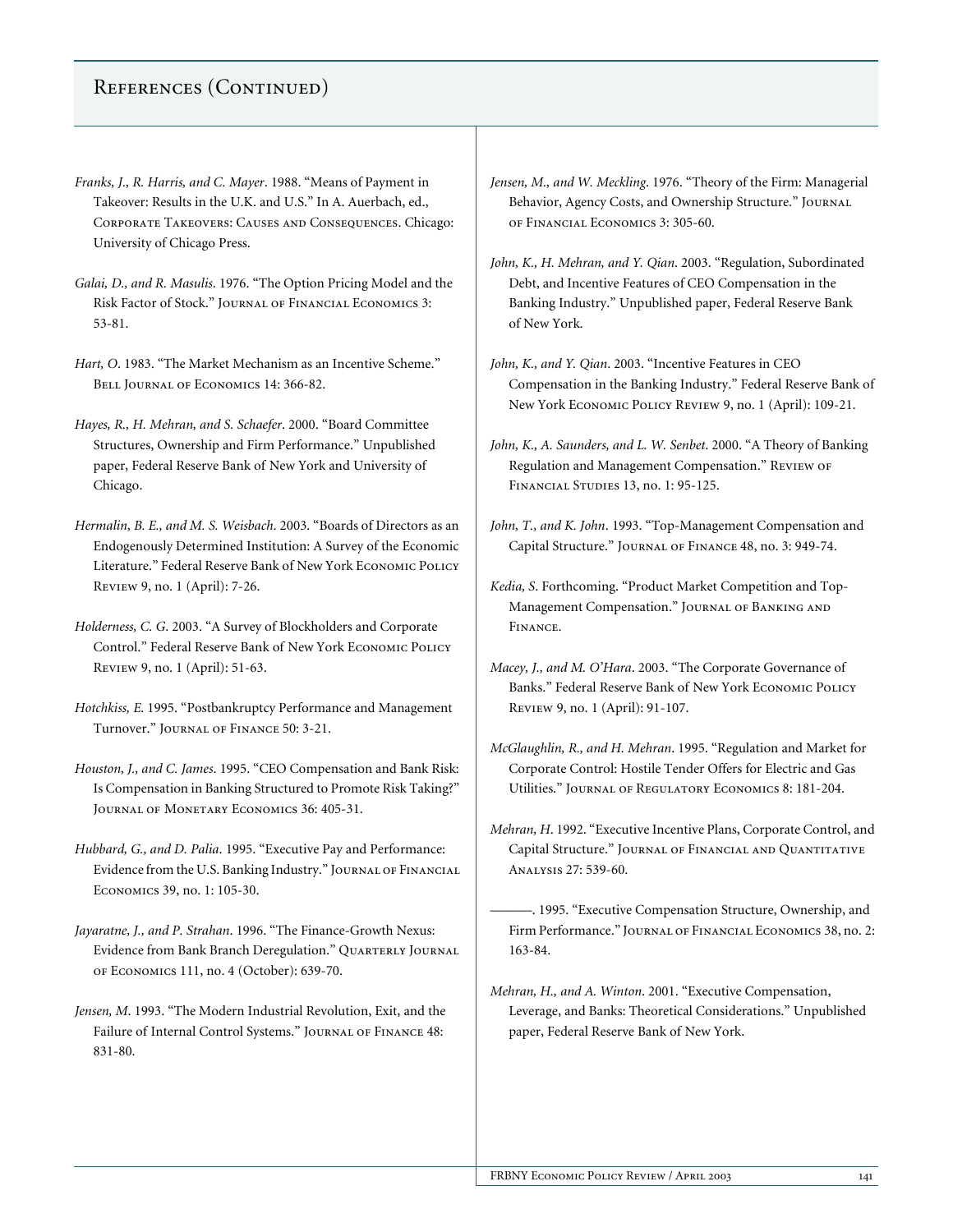## References (Continued)

*Franks, J., R. Harris, and C. Mayer*. 1988. "Means of Payment in Takeover: Results in the U.K. and U.S." In A. Auerbach, ed., Corporate Takeovers: Causes and Consequences. Chicago: University of Chicago Press.

*Galai, D., and R. Masulis*. 1976. "The Option Pricing Model and the Risk Factor of Stock." Journal of Financial Economics 3: 53-81.

*Hart, O*. 1983. "The Market Mechanism as an Incentive Scheme." Bell Journal of Economics 14: 366-82.

*Hayes, R., H. Mehran, and S. Schaefer*. 2000. "Board Committee Structures, Ownership and Firm Performance." Unpublished paper, Federal Reserve Bank of New York and University of Chicago.

*Hermalin, B. E., and M. S. Weisbach*. 2003. "Boards of Directors as an Endogenously Determined Institution: A Survey of the Economic Literature." Federal Reserve Bank of New York Economic Policy Review 9, no. 1 (April): 7-26.

*Holderness, C. G*. 2003. "A Survey of Blockholders and Corporate Control." Federal Reserve Bank of New York Economic Policy Review 9, no. 1 (April): 51-63.

*Hotchkiss, E*. 1995. "Postbankruptcy Performance and Management Turnover." Journal of Finance 50: 3-21.

*Houston, J., and C. James*. 1995. "CEO Compensation and Bank Risk: Is Compensation in Banking Structured to Promote Risk Taking?" Journal of Monetary Economics 36: 405-31.

*Hubbard, G., and D. Palia*. 1995. "Executive Pay and Performance: Evidence from the U.S. Banking Industry." Journal of Financial Economics 39, no. 1: 105-30.

*Jayaratne, J., and P. Strahan*. 1996. "The Finance-Growth Nexus: Evidence from Bank Branch Deregulation." Quarterly Journal of Economics 111, no. 4 (October): 639-70.

*Jensen, M*. 1993. "The Modern Industrial Revolution, Exit, and the Failure of Internal Control Systems." Journal of Finance 48: 831-80.

*Jensen, M., and W. Meckling*. 1976. "Theory of the Firm: Managerial Behavior, Agency Costs, and Ownership Structure." Journal of Financial Economics 3: 305-60.

*John, K., H. Mehran, and Y. Qian*. 2003. "Regulation, Subordinated Debt, and Incentive Features of CEO Compensation in the Banking Industry." Unpublished paper, Federal Reserve Bank of New York.

*John, K., and Y. Qian*. 2003. "Incentive Features in CEO Compensation in the Banking Industry." Federal Reserve Bank of New York Economic Policy Review 9, no. 1 (April): 109-21.

*John, K., A. Saunders, and L. W. Senbet*. 2000. "A Theory of Banking Regulation and Management Compensation." Review of Financial Studies 13, no. 1: 95-125.

*John, T., and K. John*. 1993. "Top-Management Compensation and Capital Structure." Journal of Finance 48, no. 3: 949-74.

*Kedia, S*. Forthcoming. "Product Market Competition and Top-Management Compensation." Journal of Banking and Finance.

*Macey, J., and M. O'Hara*. 2003. "The Corporate Governance of Banks." Federal Reserve Bank of New York Economic Policy Review 9, no. 1 (April): 91-107.

*McGlaughlin, R., and H. Mehran*. 1995. "Regulation and Market for Corporate Control: Hostile Tender Offers for Electric and Gas Utilities." Journal of Regulatory Economics 8: 181-204.

*Mehran, H*. 1992. "Executive Incentive Plans, Corporate Control, and Capital Structure." Journal of Financial and Quantitative Analysis 27: 539-60.

———. 1995. "Executive Compensation Structure, Ownership, and Firm Performance." Journal of Financial Economics 38, no. 2: 163-84.

*Mehran, H., and A. Winton*. 2001. "Executive Compensation, Leverage, and Banks: Theoretical Considerations." Unpublished paper, Federal Reserve Bank of New York.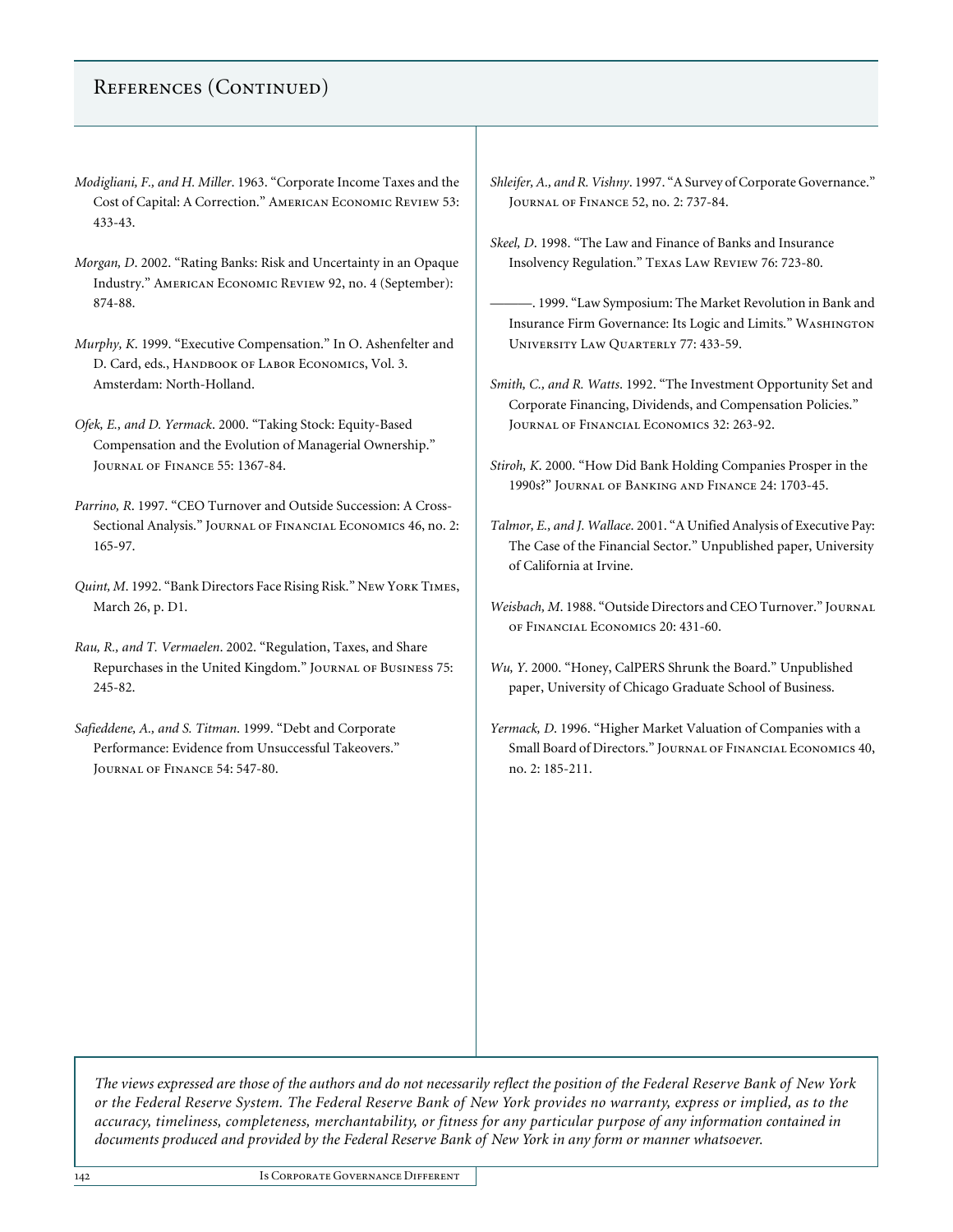## References (Continued)

*Modigliani, F., and H. Miller*. 1963. "Corporate Income Taxes and the Cost of Capital: A Correction." American Economic Review 53: 433-43.

*Morgan, D*. 2002. "Rating Banks: Risk and Uncertainty in an Opaque Industry." American Economic Review 92, no. 4 (September): 874-88.

*Murphy, K*. 1999. "Executive Compensation." In O. Ashenfelter and D. Card, eds., Handbook of Labor Economics, Vol. 3. Amsterdam: North-Holland.

*Ofek, E., and D. Yermack*. 2000. "Taking Stock: Equity-Based Compensation and the Evolution of Managerial Ownership." Journal of Finance 55: 1367-84.

*Parrino, R*. 1997. "CEO Turnover and Outside Succession: A Cross-Sectional Analysis." Journal of Financial Economics 46, no. 2: 165-97.

*Quint, M*. 1992. "Bank Directors Face Rising Risk." New York Times, March 26, p. D1.

*Rau, R., and T. Vermaelen*. 2002. "Regulation, Taxes, and Share Repurchases in the United Kingdom." Journal of Business 75: 245-82.

*Safieddene, A., and S. Titman*. 1999. "Debt and Corporate Performance: Evidence from Unsuccessful Takeovers." Journal of Finance 54: 547-80.

*Shleifer, A., and R. Vishny*. 1997. "A Survey of Corporate Governance." Journal of Finance 52, no. 2: 737-84.

*Skeel, D*. 1998. "The Law and Finance of Banks and Insurance Insolvency Regulation." Texas Law Review 76: 723-80.

———. 1999. "Law Symposium: The Market Revolution in Bank and Insurance Firm Governance: Its Logic and Limits." Washington University Law Quarterly 77: 433-59.

*Smith, C., and R. Watts*. 1992. "The Investment Opportunity Set and Corporate Financing, Dividends, and Compensation Policies." Journal of Financial Economics 32: 263-92.

*Stiroh, K*. 2000. "How Did Bank Holding Companies Prosper in the 1990s?" Journal of Banking and Finance 24: 1703-45.

*Talmor, E., and J. Wallace*. 2001. "A Unified Analysis of Executive Pay: The Case of the Financial Sector." Unpublished paper, University of California at Irvine.

*Weisbach, M*. 1988. "Outside Directors and CEO Turnover." Journal of Financial Economics 20: 431-60.

*Wu, Y*. 2000. "Honey, CalPERS Shrunk the Board." Unpublished paper, University of Chicago Graduate School of Business.

*Yermack, D*. 1996. "Higher Market Valuation of Companies with a Small Board of Directors." Journal of Financial Economics 40, no. 2: 185-211.

*The views expressed are those of the authors and do not necessarily reflect the position of the Federal Reserve Bank of New York or the Federal Reserve System. The Federal Reserve Bank of New York provides no warranty, express or implied, as to the accuracy, timeliness, completeness, merchantability, or fitness for any particular purpose of any information contained in documents produced and provided by the Federal Reserve Bank of New York in any form or manner whatsoever.*